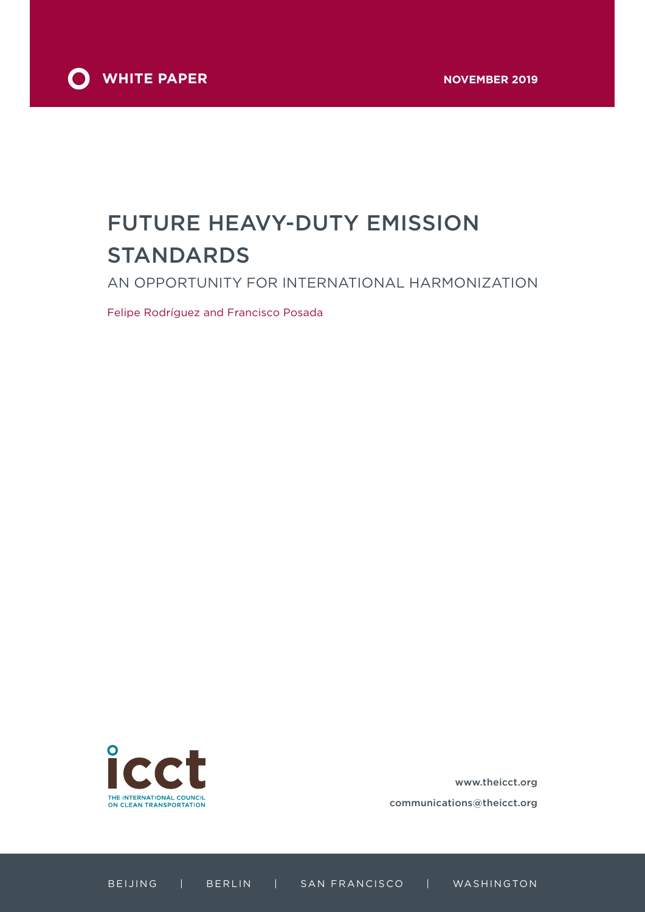WHITE PAPER

NOVEMBER 2019

# FUTURE HEAVY-DUTY EMISSION STANDARDS

## AN OPPORTUNITY FOR INTERNATIONAL HARMONIZATION

Felipe Rodríguez and Francisco Posada

THE INTERNATIONAL COUNCIL ON CLEAN TRANSPORTATION

www.theicct.org

communications@theicct.org

BEIJING | BERLIN | SAN FRANCISCO | WASHINGTON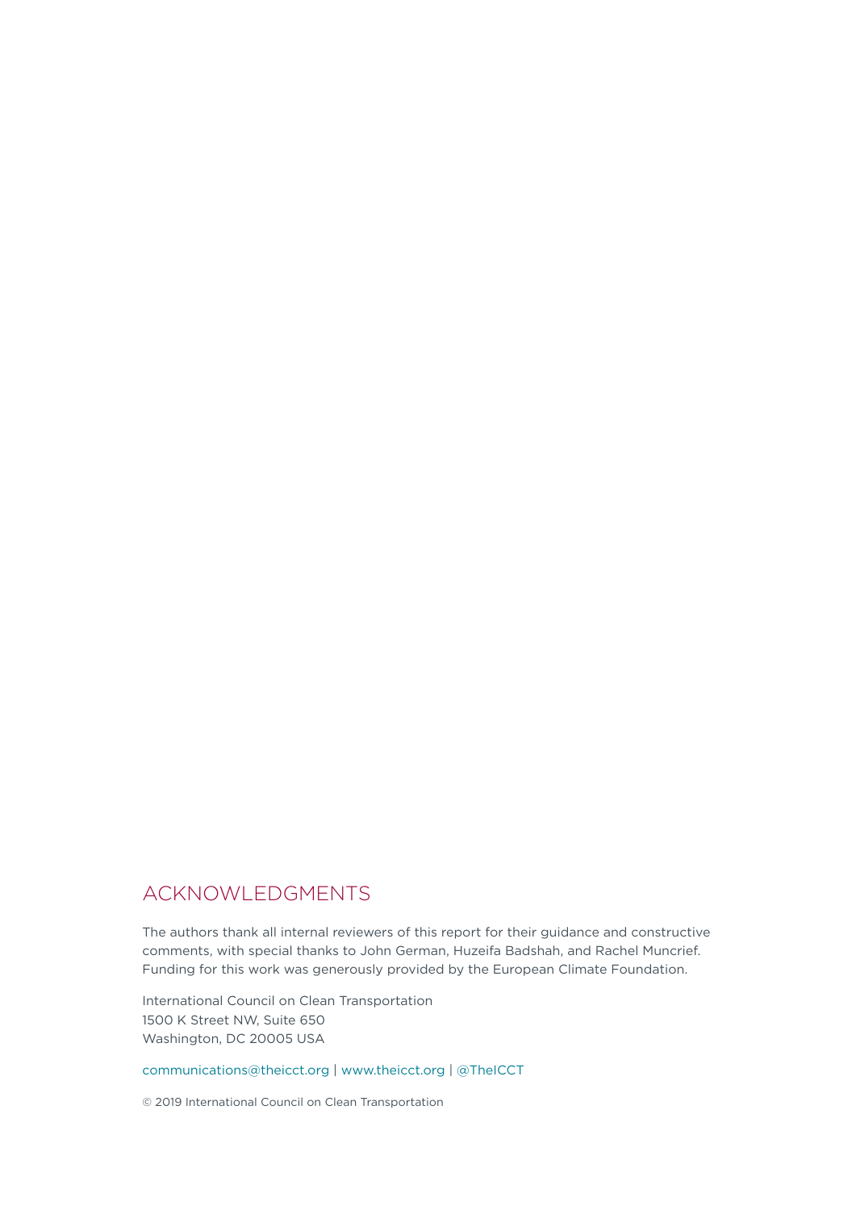## ACKNOWLEDGMENTS

The authors thank all internal reviewers of this report for their guidance and constructive comments, with special thanks to John German, Huzeifa Badshah, and Rachel Muncrief. Funding for this work was generously provided by the European Climate Foundation.

International Council on Clean Transportation
1500 K Street NW, Suite 650
Washington, DC 20005 USA

communications@theicct.org | www.theicct.org | @TheICCT

© 2019 International Council on Clean Transportation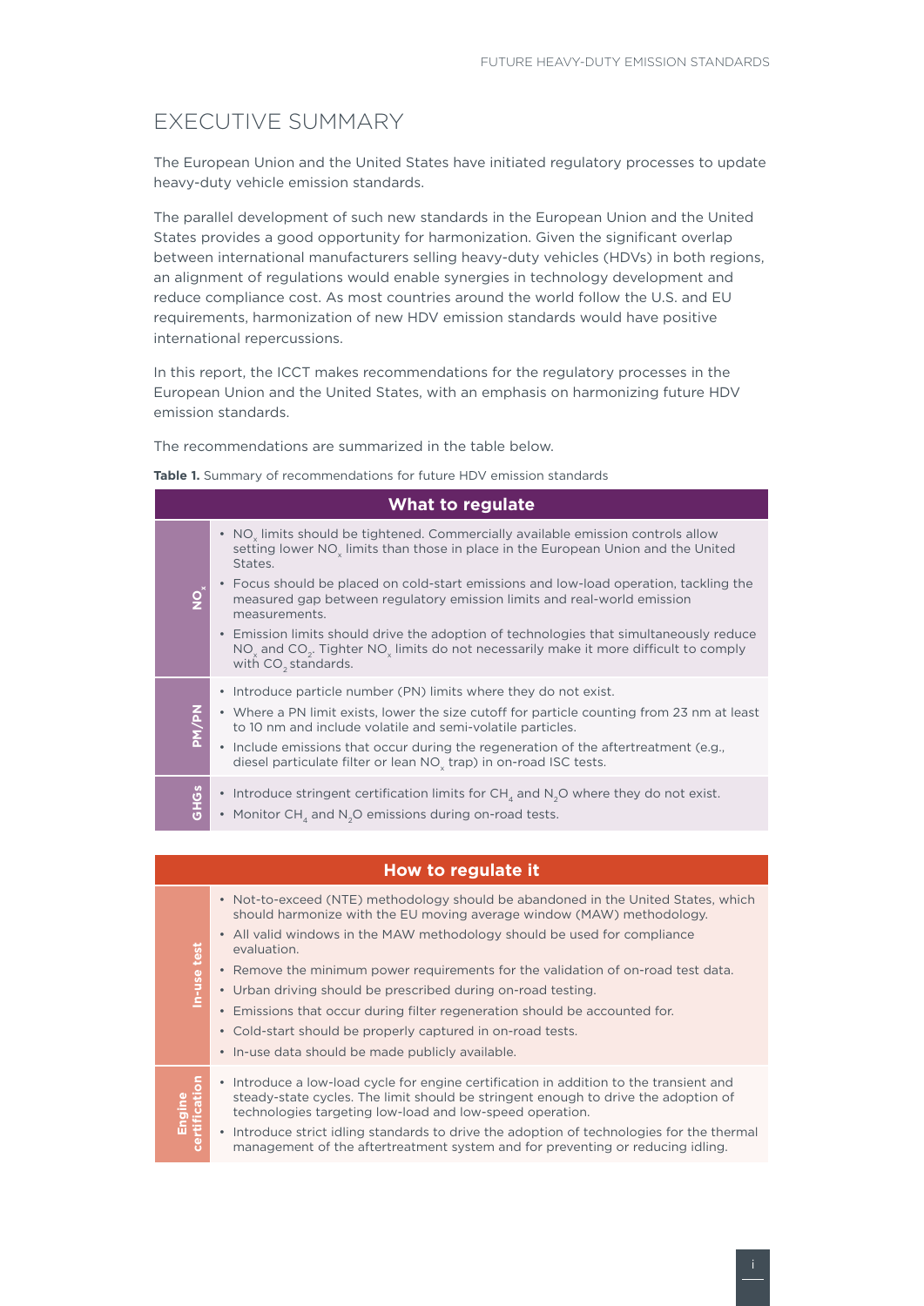# EXECUTIVE SUMMARY

The European Union and the United States have initiated regulatory processes to update heavy-duty vehicle emission standards.

The parallel development of such new standards in the European Union and the United States provides a good opportunity for harmonization. Given the significant overlap between international manufacturers selling heavy-duty vehicles (HDVs) in both regions, an alignment of regulations would enable synergies in technology development and reduce compliance cost. As most countries around the world follow the U.S. and EU requirements, harmonization of new HDV emission standards would have positive international repercussions.

In this report, the ICCT makes recommendations for the regulatory processes in the European Union and the United States, with an emphasis on harmonizing future HDV emission standards.

The recommendations are summarized in the table below.

**Table 1.** Summary of recommendations for future HDV emission standards

| What to regulate | |
|---|---|
| $NO_x$ | • $NO_x$ limits should be tightened. Commercially available emission controls allow setting lower $NO_x$ limits than those in place in the European Union and the United States.<br>• Focus should be placed on cold-start emissions and low-load operation, tackling the measured gap between regulatory emission limits and real-world emission measurements.<br>• Emission limits should drive the adoption of technologies that simultaneously reduce $NO_x$ and $CO_2$. Tighter $NO_x$ limits do not necessarily make it more difficult to comply with $CO_2$ standards. |
| PM/PN | • Introduce particle number (PN) limits where they do not exist.<br>• Where a PN limit exists, lower the size cutoff for particle counting from 23 nm at least to 10 nm and include volatile and semi-volatile particles.<br>• Include emissions that occur during the regeneration of the aftertreatment (e.g., diesel particulate filter or lean $NO_x$ trap) in on-road ISC tests. |
| GHGs | • Introduce stringent certification limits for $CH_4$ and $N_2O$ where they do not exist.<br>• Monitor $CH_4$ and $N_2O$ emissions during on-road tests. |

| How to regulate it | |
|---|---|
| In-use test | • Not-to-exceed (NTE) methodology should be abandoned in the United States, which should harmonize with the EU moving average window (MAW) methodology.<br>• All valid windows in the MAW methodology should be used for compliance evaluation.<br>• Remove the minimum power requirements for the validation of on-road test data.<br>• Urban driving should be prescribed during on-road testing.<br>• Emissions that occur during filter regeneration should be accounted for.<br>• Cold-start should be properly captured in on-road tests.<br>• In-use data should be made publicly available. |
| Engine certification | • Introduce a low-load cycle for engine certification in addition to the transient and steady-state cycles. The limit should be stringent enough to drive the adoption of technologies targeting low-load and low-speed operation.<br>• Introduce strict idling standards to drive the adoption of technologies for the thermal management of the aftertreatment system and for preventing or reducing idling. |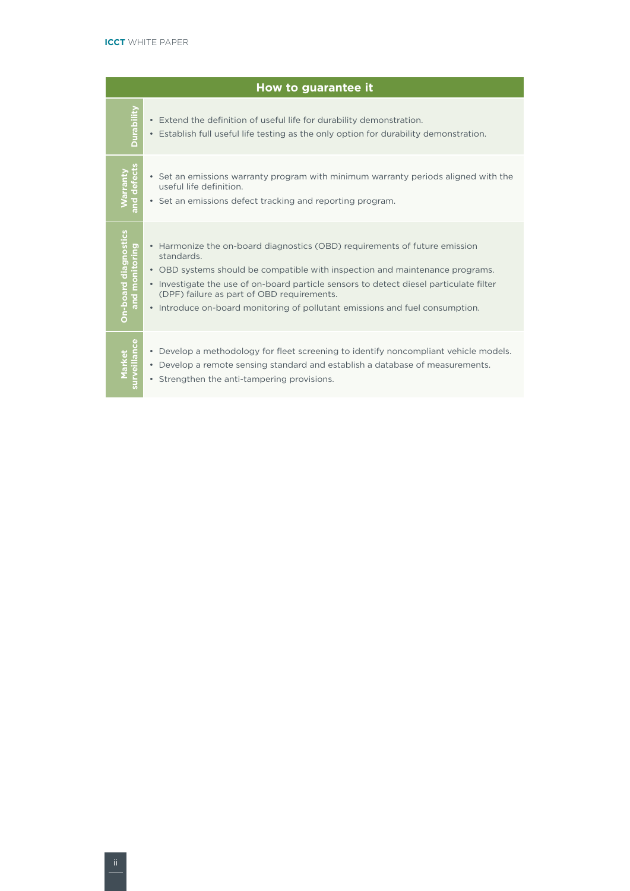| | How to guarantee it |
|---|---|
| **Durability** | • Extend the definition of useful life for durability demonstration.<br>• Establish full useful life testing as the only option for durability demonstration. |
| **Warranty and defects** | • Set an emissions warranty program with minimum warranty periods aligned with the useful life definition.<br>• Set an emissions defect tracking and reporting program. |
| **On-board diagnostics and monitoring** | • Harmonize the on-board diagnostics (OBD) requirements of future emission standards.<br>• OBD systems should be compatible with inspection and maintenance programs.<br>• Investigate the use of on-board particle sensors to detect diesel particulate filter (DPF) failure as part of OBD requirements.<br>• Introduce on-board monitoring of pollutant emissions and fuel consumption. |
| **Market surveillance** | • Develop a methodology for fleet screening to identify noncompliant vehicle models.<br>• Develop a remote sensing standard and establish a database of measurements.<br>• Strengthen the anti-tampering provisions. |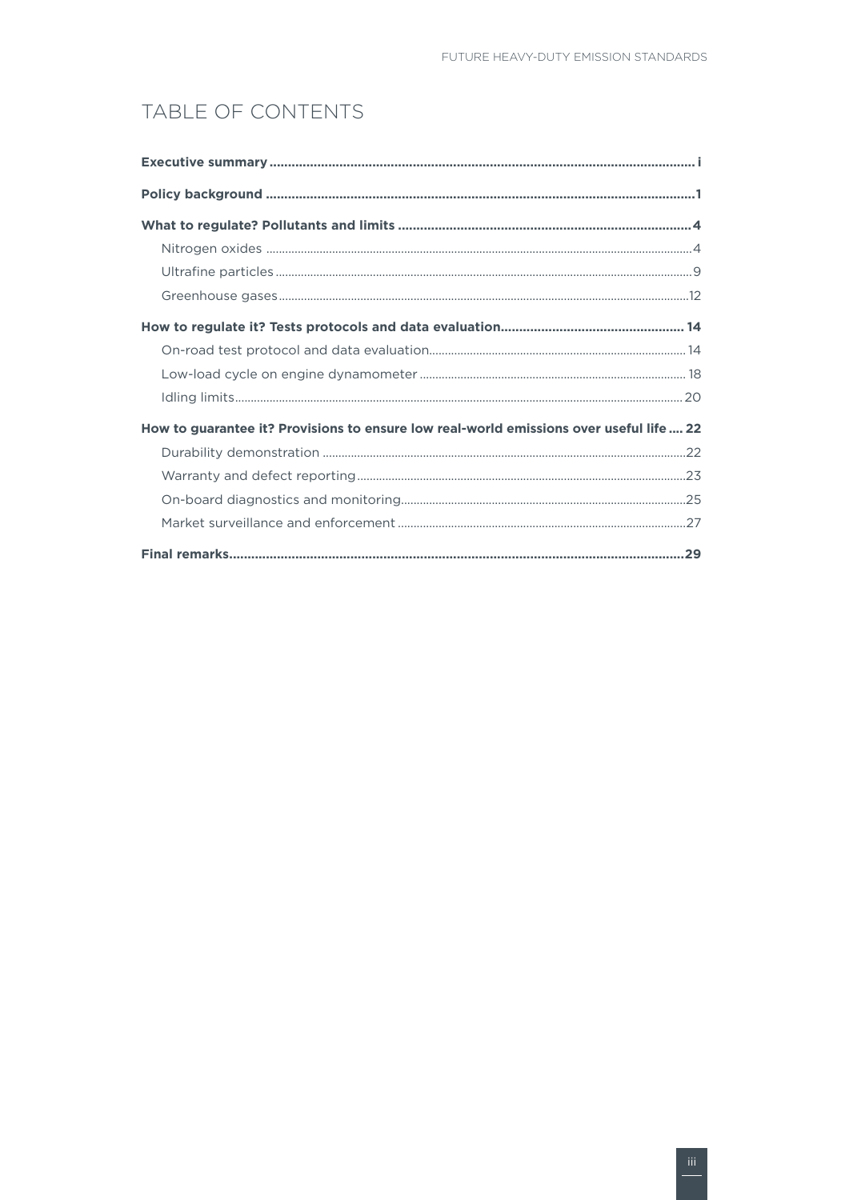# TABLE OF CONTENTS

**Executive summary** .......... i

**Policy background** .......... 1

**What to regulate? Pollutants and limits** .......... 4

- Nitrogen oxides .......... 4
- Ultrafine particles .......... 9
- Greenhouse gases .......... 12

**How to regulate it? Tests protocols and data evaluation** .......... 14

- On-road test protocol and data evaluation .......... 14
- Low-load cycle on engine dynamometer .......... 18
- Idling limits .......... 20

**How to guarantee it? Provisions to ensure low real-world emissions over useful life** .......... 22

- Durability demonstration .......... 22
- Warranty and defect reporting .......... 23
- On-board diagnostics and monitoring .......... 25
- Market surveillance and enforcement .......... 27

**Final remarks** .......... 29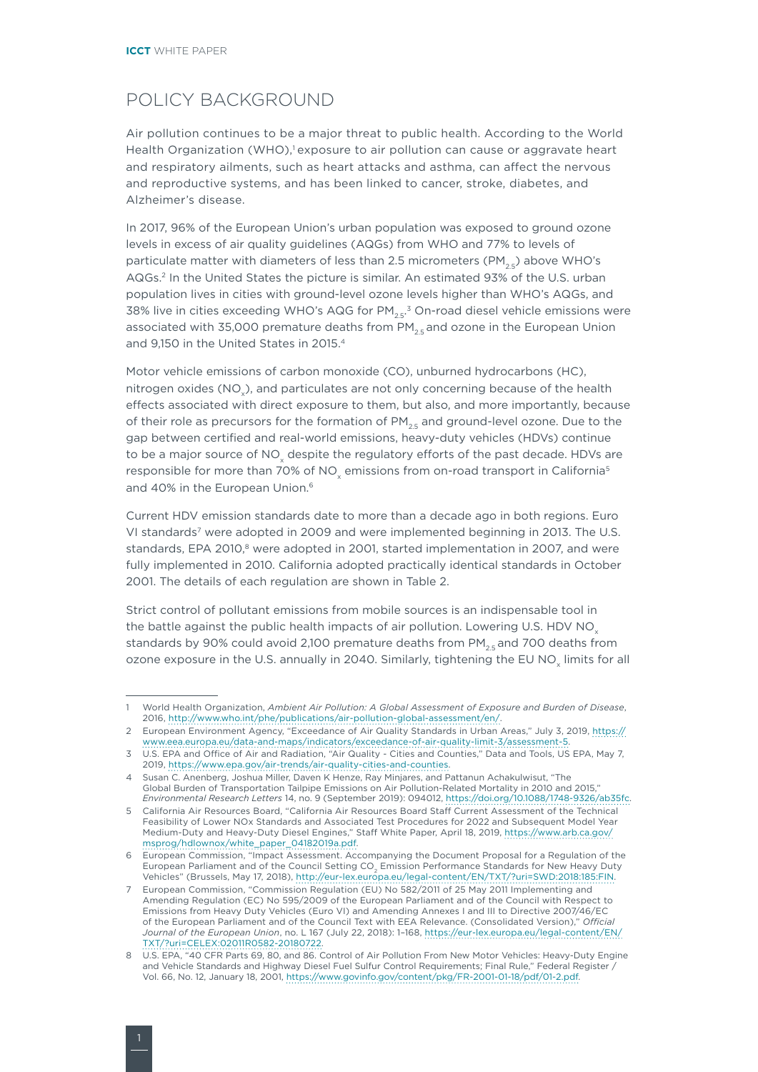## POLICY BACKGROUND

Air pollution continues to be a major threat to public health. According to the World Health Organization (WHO),[1] exposure to air pollution can cause or aggravate heart and respiratory ailments, such as heart attacks and asthma, can affect the nervous and reproductive systems, and has been linked to cancer, stroke, diabetes, and Alzheimer's disease.

In 2017, 96% of the European Union's urban population was exposed to ground ozone levels in excess of air quality guidelines (AQGs) from WHO and 77% to levels of particulate matter with diameters of less than 2.5 micrometers ($PM_{2.5}$) above WHO's AQGs.[2] In the United States the picture is similar. An estimated 93% of the U.S. urban population lives in cities with ground-level ozone levels higher than WHO's AQGs, and 38% live in cities exceeding WHO's AQG for $PM_{2.5}$.[3] On-road diesel vehicle emissions were associated with 35,000 premature deaths from $PM_{2.5}$ and ozone in the European Union and 9,150 in the United States in 2015.[4]

Motor vehicle emissions of carbon monoxide (CO), unburned hydrocarbons (HC), nitrogen oxides ($NO_x$), and particulates are not only concerning because of the health effects associated with direct exposure to them, but also, and more importantly, because of their role as precursors for the formation of $PM_{2.5}$ and ground-level ozone. Due to the gap between certified and real-world emissions, heavy-duty vehicles (HDVs) continue to be a major source of $NO_x$ despite the regulatory efforts of the past decade. HDVs are responsible for more than 70% of $NO_x$ emissions from on-road transport in California[5] and 40% in the European Union.[6]

Current HDV emission standards date to more than a decade ago in both regions. Euro VI standards[7] were adopted in 2009 and were implemented beginning in 2013. The U.S. standards, EPA 2010,[8] were adopted in 2001, started implementation in 2007, and were fully implemented in 2010. California adopted practically identical standards in October 2001. The details of each regulation are shown in Table 2.

Strict control of pollutant emissions from mobile sources is an indispensable tool in the battle against the public health impacts of air pollution. Lowering U.S. HDV $NO_x$ standards by 90% could avoid 2,100 premature deaths from $PM_{2.5}$ and 700 deaths from ozone exposure in the U.S. annually in 2040. Similarly, tightening the EU $NO_x$ limits for all

---

1 World Health Organization, *Ambient Air Pollution: A Global Assessment of Exposure and Burden of Disease*, 2016, http://www.who.int/phe/publications/air-pollution-global-assessment/en/.

2 European Environment Agency, "Exceedance of Air Quality Standards in Urban Areas," July 3, 2019, https://www.eea.europa.eu/data-and-maps/indicators/exceedance-of-air-quality-limit-3/assessment-5.

3 U.S. EPA and Office of Air and Radiation, "Air Quality - Cities and Counties," Data and Tools, US EPA, May 7, 2019, https://www.epa.gov/air-trends/air-quality-cities-and-counties.

4 Susan C. Anenberg, Joshua Miller, Daven K Henze, Ray Minjares, and Pattanun Achakulwisut, "The Global Burden of Transportation Tailpipe Emissions on Air Pollution-Related Mortality in 2010 and 2015," *Environmental Research Letters* 14, no. 9 (September 2019): 094012, https://doi.org/10.1088/1748-9326/ab35fc.

5 California Air Resources Board, "California Air Resources Board Staff Current Assessment of the Technical Feasibility of Lower NOx Standards and Associated Test Procedures for 2022 and Subsequent Model Year Medium-Duty and Heavy-Duty Diesel Engines," Staff White Paper, April 18, 2019, https://www.arb.ca.gov/msprog/hdlownox/white_paper_04182019a.pdf.

6 European Commission, "Impact Assessment. Accompanying the Document Proposal for a Regulation of the European Parliament and of the Council Setting $CO_2$ Emission Performance Standards for New Heavy Duty Vehicles" (Brussels, May 17, 2018), http://eur-lex.europa.eu/legal-content/EN/TXT/?uri=SWD:2018:185:FIN.

7 European Commission, "Commission Regulation (EU) No 582/2011 of 25 May 2011 Implementing and Amending Regulation (EC) No 595/2009 of the European Parliament and of the Council with Respect to Emissions from Heavy Duty Vehicles (Euro VI) and Amending Annexes I and III to Directive 2007/46/EC of the European Parliament and of the Council Text with EEA Relevance. (Consolidated Version)," *Official Journal of the European Union*, no. L 167 (July 22, 2018): 1–168, https://eur-lex.europa.eu/legal-content/EN/TXT/?uri=CELEX:02011R0582-20180722.

8 U.S. EPA, "40 CFR Parts 69, 80, and 86. Control of Air Pollution From New Motor Vehicles: Heavy-Duty Engine and Vehicle Standards and Highway Diesel Fuel Sulfur Control Requirements; Final Rule," Federal Register / Vol. 66, No. 12, January 18, 2001, https://www.govinfo.gov/content/pkg/FR-2001-01-18/pdf/01-2.pdf.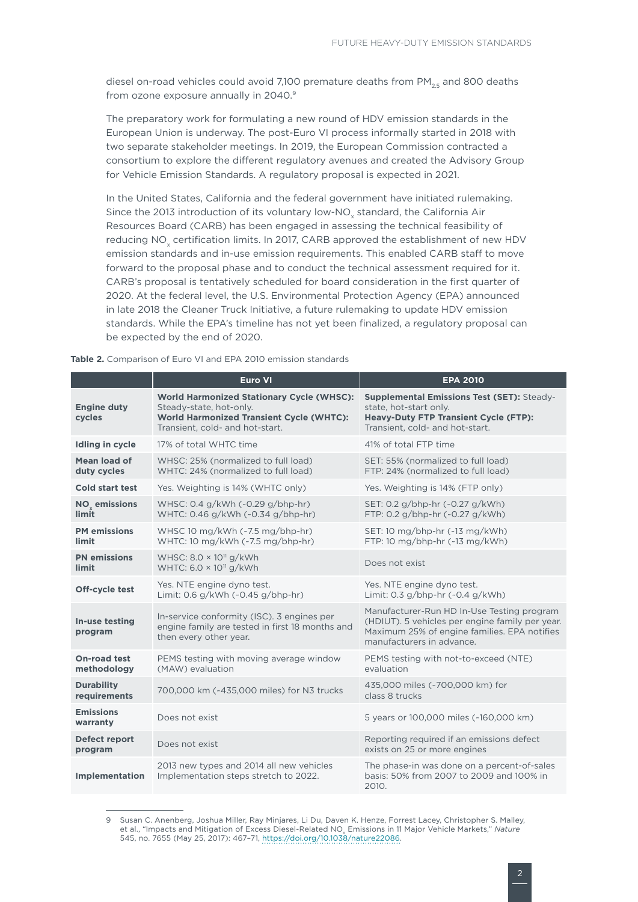diesel on-road vehicles could avoid 7,100 premature deaths from $PM_{2.5}$ and 800 deaths from ozone exposure annually in 2040.[9]

The preparatory work for formulating a new round of HDV emission standards in the European Union is underway. The post-Euro VI process informally started in 2018 with two separate stakeholder meetings. In 2019, the European Commission contracted a consortium to explore the different regulatory avenues and created the Advisory Group for Vehicle Emission Standards. A regulatory proposal is expected in 2021.

In the United States, California and the federal government have initiated rulemaking. Since the 2013 introduction of its voluntary low-$NO_x$ standard, the California Air Resources Board (CARB) has been engaged in assessing the technical feasibility of reducing $NO_x$ certification limits. In 2017, CARB approved the establishment of new HDV emission standards and in-use emission requirements. This enabled CARB staff to move forward to the proposal phase and to conduct the technical assessment required for it. CARB's proposal is tentatively scheduled for board consideration in the first quarter of 2020. At the federal level, the U.S. Environmental Protection Agency (EPA) announced in late 2018 the Cleaner Truck Initiative, a future rulemaking to update HDV emission standards. While the EPA's timeline has not yet been finalized, a regulatory proposal can be expected by the end of 2020.

**Table 2.** Comparison of Euro VI and EPA 2010 emission standards

| | Euro VI | EPA 2010 |
|---|---|---|
| **Engine duty cycles** | **World Harmonized Stationary Cycle (WHSC):** Steady-state, hot-only. **World Harmonized Transient Cycle (WHTC):** Transient, cold- and hot-start. | **Supplemental Emissions Test (SET):** Steady-state, hot-start only. **Heavy-Duty FTP Transient Cycle (FTP):** Transient, cold- and hot-start. |
| **Idling in cycle** | 17% of total WHTC time | 41% of total FTP time |
| **Mean load of duty cycles** | WHSC: 25% (normalized to full load) WHTC: 24% (normalized to full load) | SET: 55% (normalized to full load) FTP: 24% (normalized to full load) |
| **Cold start test** | Yes. Weighting is 14% (WHTC only) | Yes. Weighting is 14% (FTP only) |
| **$NO_x$ emissions limit** | WHSC: 0.4 g/kWh (~0.29 g/bhp-hr) WHTC: 0.46 g/kWh (~0.34 g/bhp-hr) | SET: 0.2 g/bhp-hr (~0.27 g/kWh) FTP: 0.2 g/bhp-hr (~0.27 g/kWh) |
| **PM emissions limit** | WHSC 10 mg/kWh (~7.5 mg/bhp-hr) WHTC: 10 mg/kWh (~7.5 mg/bhp-hr) | SET: 10 mg/bhp-hr (~13 mg/kWh) FTP: 10 mg/bhp-hr (~13 mg/kWh) |
| **PN emissions limit** | WHSC: $8.0 \times 10^{11}$ g/kWh WHTC: $6.0 \times 10^{11}$ g/kWh | Does not exist |
| **Off-cycle test** | Yes. NTE engine dyno test. Limit: 0.6 g/kWh (~0.45 g/bhp-hr) | Yes. NTE engine dyno test. Limit: 0.3 g/bhp-hr (~0.4 g/kWh) |
| **In-use testing program** | In-service conformity (ISC). 3 engines per engine family are tested in first 18 months and then every other year. | Manufacturer-Run HD In-Use Testing program (HDIUT). 5 vehicles per engine family per year. Maximum 25% of engine families. EPA notifies manufacturers in advance. |
| **On-road test methodology** | PEMS testing with moving average window (MAW) evaluation | PEMS testing with not-to-exceed (NTE) evaluation |
| **Durability requirements** | 700,000 km (~435,000 miles) for N3 trucks | 435,000 miles (~700,000 km) for class 8 trucks |
| **Emissions warranty** | Does not exist | 5 years or 100,000 miles (~160,000 km) |
| **Defect report program** | Does not exist | Reporting required if an emissions defect exists on 25 or more engines |
| **Implementation** | 2013 new types and 2014 all new vehicles Implementation steps stretch to 2022. | The phase-in was done on a percent-of-sales basis: 50% from 2007 to 2009 and 100% in 2010. |

---

9 Susan C. Anenberg, Joshua Miller, Ray Minjares, Li Du, Daven K. Henze, Forrest Lacey, Christopher S. Malley, et al., "Impacts and Mitigation of Excess Diesel-Related $NO_x$ Emissions in 11 Major Vehicle Markets," *Nature* 545, no. 7655 (May 25, 2017): 467–71, https://doi.org/10.1038/nature22086.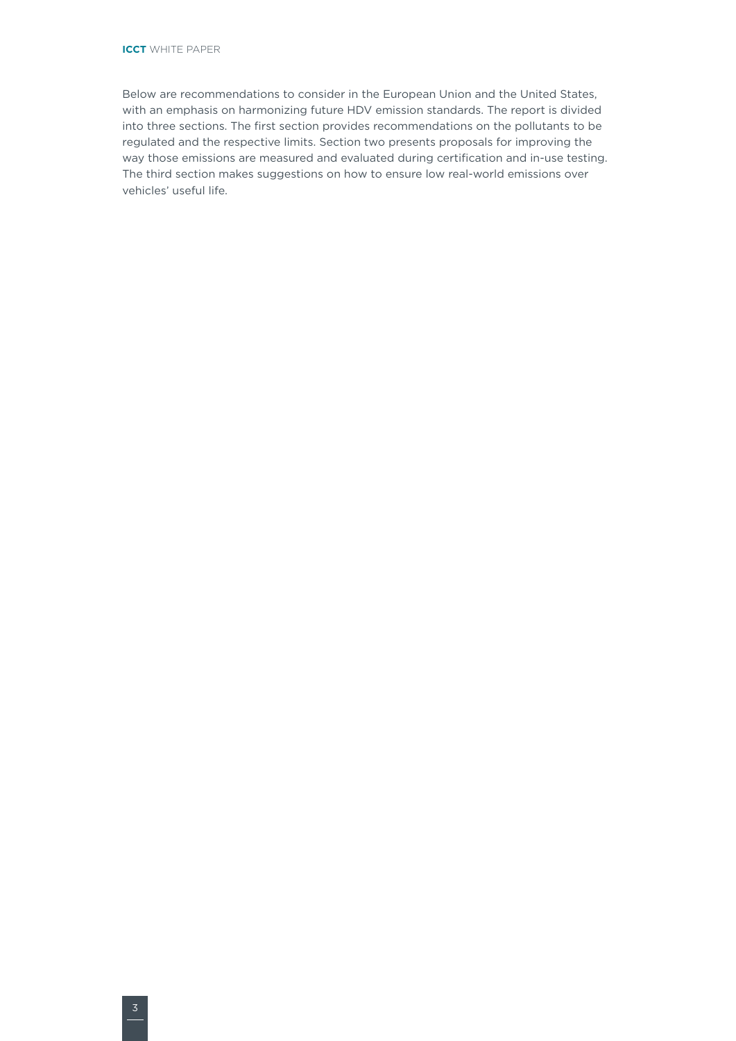Below are recommendations to consider in the European Union and the United States, with an emphasis on harmonizing future HDV emission standards. The report is divided into three sections. The first section provides recommendations on the pollutants to be regulated and the respective limits. Section two presents proposals for improving the way those emissions are measured and evaluated during certification and in-use testing. The third section makes suggestions on how to ensure low real-world emissions over vehicles' useful life.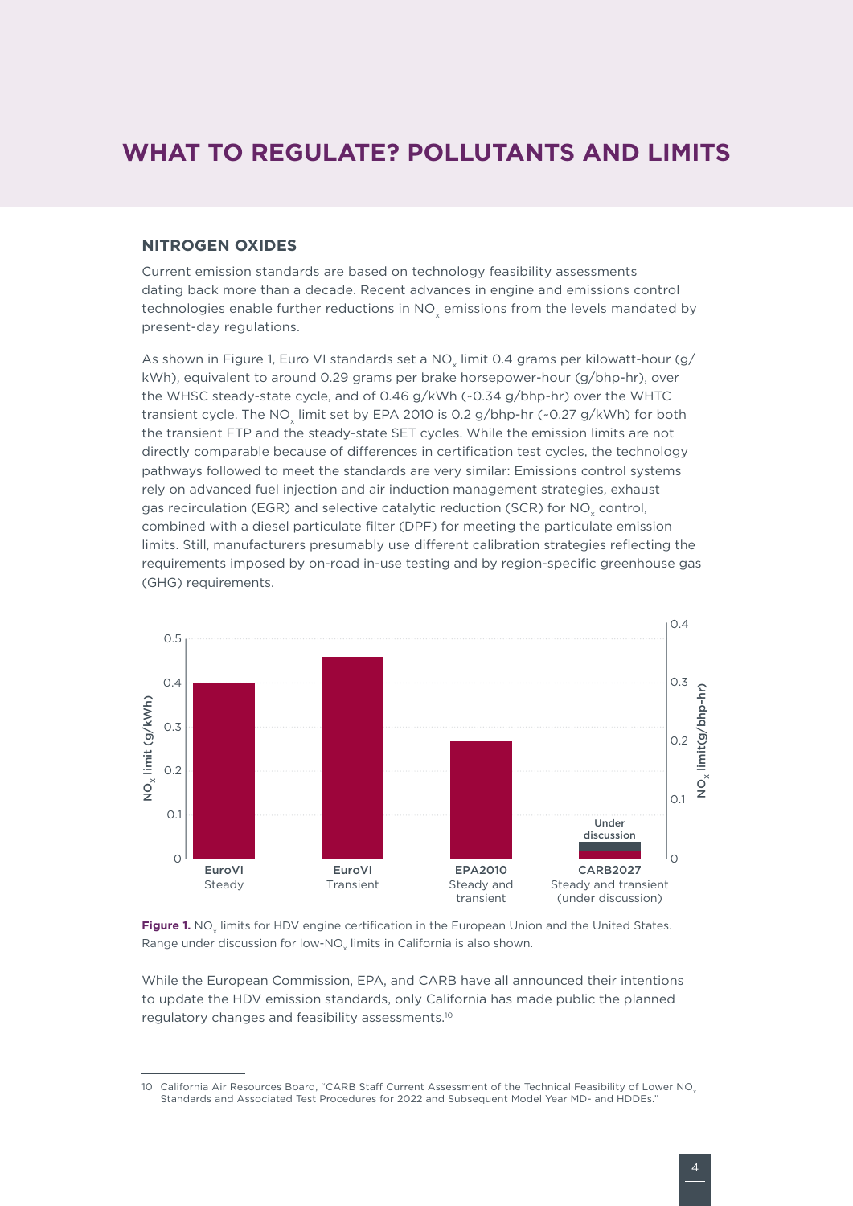# WHAT TO REGULATE? POLLUTANTS AND LIMITS

## NITROGEN OXIDES

Current emission standards are based on technology feasibility assessments dating back more than a decade. Recent advances in engine and emissions control technologies enable further reductions in $NO_x$ emissions from the levels mandated by present-day regulations.

As shown in Figure 1, Euro VI standards set a $NO_x$ limit 0.4 grams per kilowatt-hour (g/kWh), equivalent to around 0.29 grams per brake horsepower-hour (g/bhp-hr), over the WHSC steady-state cycle, and of 0.46 g/kWh (~0.34 g/bhp-hr) over the WHTC transient cycle. The $NO_x$ limit set by EPA 2010 is 0.2 g/bhp-hr (~0.27 g/kWh) for both the transient FTP and the steady-state SET cycles. While the emission limits are not directly comparable because of differences in certification test cycles, the technology pathways followed to meet the standards are very similar: Emissions control systems rely on advanced fuel injection and air induction management strategies, exhaust gas recirculation (EGR) and selective catalytic reduction (SCR) for $NO_x$ control, combined with a diesel particulate filter (DPF) for meeting the particulate emission limits. Still, manufacturers presumably use different calibration strategies reflecting the requirements imposed by on-road in-use testing and by region-specific greenhouse gas (GHG) requirements.

**Figure 1.** $NO_x$ limits for HDV engine certification in the European Union and the United States. Range under discussion for low-$NO_x$ limits in California is also shown.

While the European Commission, EPA, and CARB have all announced their intentions to update the HDV emission standards, only California has made public the planned regulatory changes and feasibility assessments.[10]

---

10 California Air Resources Board, "CARB Staff Current Assessment of the Technical Feasibility of Lower $NO_x$ Standards and Associated Test Procedures for 2022 and Subsequent Model Year MD- and HDDEs."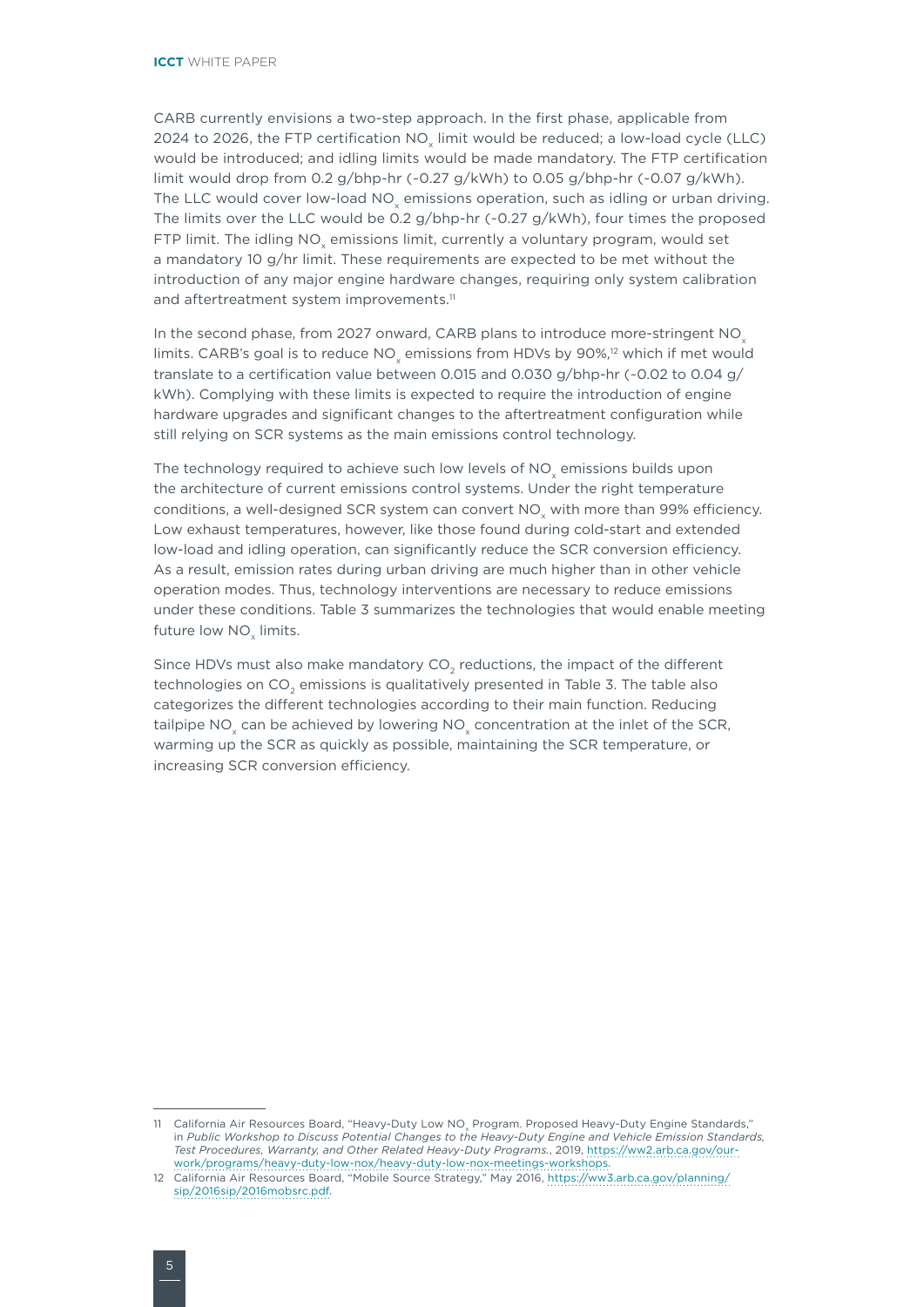CARB currently envisions a two-step approach. In the first phase, applicable from 2024 to 2026, the FTP certification $NO_x$ limit would be reduced; a low-load cycle (LLC) would be introduced; and idling limits would be made mandatory. The FTP certification limit would drop from 0.2 g/bhp-hr (~0.27 g/kWh) to 0.05 g/bhp-hr (~0.07 g/kWh). The LLC would cover low-load $NO_x$ emissions operation, such as idling or urban driving. The limits over the LLC would be 0.2 g/bhp-hr (~0.27 g/kWh), four times the proposed FTP limit. The idling $NO_x$ emissions limit, currently a voluntary program, would set a mandatory 10 g/hr limit. These requirements are expected to be met without the introduction of any major engine hardware changes, requiring only system calibration and aftertreatment system improvements.[11]

In the second phase, from 2027 onward, CARB plans to introduce more-stringent $NO_x$ limits. CARB's goal is to reduce $NO_x$ emissions from HDVs by 90%,[12] which if met would translate to a certification value between 0.015 and 0.030 g/bhp-hr (~0.02 to 0.04 g/kWh). Complying with these limits is expected to require the introduction of engine hardware upgrades and significant changes to the aftertreatment configuration while still relying on SCR systems as the main emissions control technology.

The technology required to achieve such low levels of $NO_x$ emissions builds upon the architecture of current emissions control systems. Under the right temperature conditions, a well-designed SCR system can convert $NO_x$ with more than 99% efficiency. Low exhaust temperatures, however, like those found during cold-start and extended low-load and idling operation, can significantly reduce the SCR conversion efficiency. As a result, emission rates during urban driving are much higher than in other vehicle operation modes. Thus, technology interventions are necessary to reduce emissions under these conditions. Table 3 summarizes the technologies that would enable meeting future low $NO_x$ limits.

Since HDVs must also make mandatory $CO_2$ reductions, the impact of the different technologies on $CO_2$ emissions is qualitatively presented in Table 3. The table also categorizes the different technologies according to their main function. Reducing tailpipe $NO_x$ can be achieved by lowering $NO_x$ concentration at the inlet of the SCR, warming up the SCR as quickly as possible, maintaining the SCR temperature, or increasing SCR conversion efficiency.

---

11 California Air Resources Board, "Heavy-Duty Low $NO_x$ Program. Proposed Heavy-Duty Engine Standards," in *Public Workshop to Discuss Potential Changes to the Heavy-Duty Engine and Vehicle Emission Standards, Test Procedures, Warranty, and Other Related Heavy-Duty Programs.*, 2019, https://ww2.arb.ca.gov/our-work/programs/heavy-duty-low-nox/heavy-duty-low-nox-meetings-workshops.

12 California Air Resources Board, "Mobile Source Strategy," May 2016, https://ww3.arb.ca.gov/planning/sip/2016sip/2016mobsrc.pdf.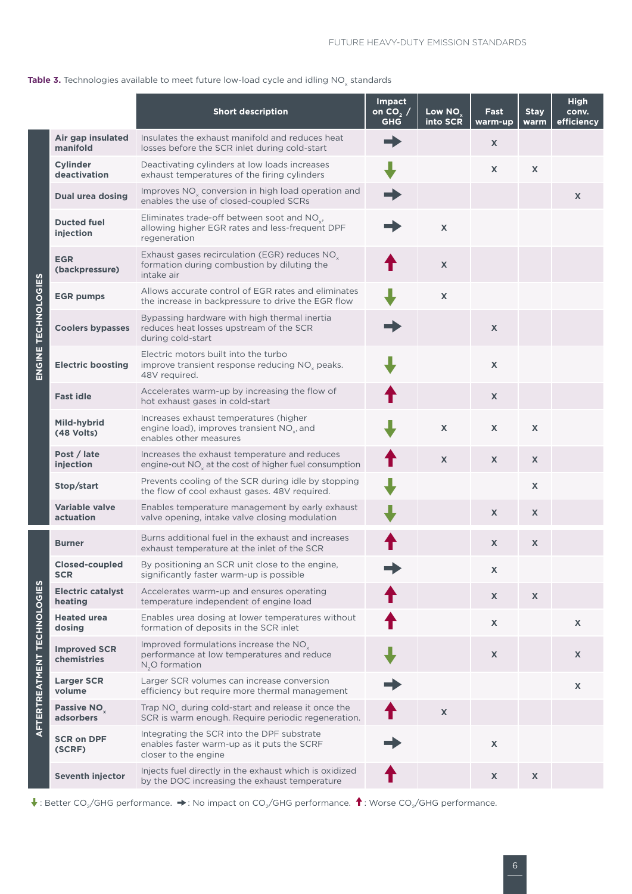**Table 3.** Technologies available to meet future low-load cycle and idling $NO_x$ standards

| | | Short description | Impact on $CO_2$ / GHG | Low $NO_x$ into SCR | Fast warm-up | Stay warm | High conv. efficiency |
|---|---|---|---|---|---|---|---|
| ENGINE TECHNOLOGIES | **Air gap insulated manifold** | Insulates the exhaust manifold and reduces heat losses before the SCR inlet during cold-start | ➡ | | X | | |
| | **Cylinder deactivation** | Deactivating cylinders at low loads increases exhaust temperatures of the firing cylinders | ⬇ | | X | X | |
| | **Dual urea dosing** | Improves $NO_x$ conversion in high load operation and enables the use of closed-coupled SCRs | ➡ | | | | X |
| | **Ducted fuel injection** | Eliminates trade-off between soot and $NO_x$, allowing higher EGR rates and less-frequent DPF regeneration | ➡ | X | | | |
| | **EGR (backpressure)** | Exhaust gases recirculation (EGR) reduces $NO_x$ formation during combustion by diluting the intake air | ⬆ | X | | | |
| | **EGR pumps** | Allows accurate control of EGR rates and eliminates the increase in backpressure to drive the EGR flow | ⬇ | X | | | |
| | **Coolers bypasses** | Bypassing hardware with high thermal inertia reduces heat losses upstream of the SCR during cold-start | ➡ | | X | | |
| | **Electric boosting** | Electric motors built into the turbo improve transient response reducing $NO_x$ peaks. 48V required. | ⬇ | | X | | |
| | **Fast idle** | Accelerates warm-up by increasing the flow of hot exhaust gases in cold-start | ⬆ | | X | | |
| | **Mild-hybrid (48 Volts)** | Increases exhaust temperatures (higher engine load), improves transient $NO_x$, and enables other measures | ⬇ | X | X | X | |
| | **Post / late injection** | Increases the exhaust temperature and reduces engine-out $NO_x$ at the cost of higher fuel consumption | ⬆ | X | X | X | |
| | **Stop/start** | Prevents cooling of the SCR during idle by stopping the flow of cool exhaust gases. 48V required. | ⬇ | | | X | |
| | **Variable valve actuation** | Enables temperature management by early exhaust valve opening, intake valve closing modulation | ⬇ | | X | X | |
| AFTERTREATMENT TECHNOLOGIES | **Burner** | Burns additional fuel in the exhaust and increases exhaust temperature at the inlet of the SCR | ⬆ | | X | X | |
| | **Closed-coupled SCR** | By positioning an SCR unit close to the engine, significantly faster warm-up is possible | ➡ | | X | | |
| | **Electric catalyst heating** | Accelerates warm-up and ensures operating temperature independent of engine load | ⬆ | | X | X | |
| | **Heated urea dosing** | Enables urea dosing at lower temperatures without formation of deposits in the SCR inlet | ⬆ | | X | | X |
| | **Improved SCR chemistries** | Improved formulations increase the $NO_x$ performance at low temperatures and reduce $N_2O$ formation | ⬇ | | X | | X |
| | **Larger SCR volume** | Larger SCR volumes can increase conversion efficiency but require more thermal management | ➡ | | | | X |
| | **Passive $NO_x$ adsorbers** | Trap $NO_x$ during cold-start and release it once the SCR is warm enough. Require periodic regeneration. | ⬆ | X | | | |
| | **SCR on DPF (SCRF)** | Integrating the SCR into the DPF substrate enables faster warm-up as it puts the SCRF closer to the engine | ➡ | | X | | |
| | **Seventh injector** | Injects fuel directly in the exhaust which is oxidized by the DOC increasing the exhaust temperature | ⬆ | | X | X | |

⬇: Better $CO_2$/GHG performance. ➡: No impact on $CO_2$/GHG performance. ⬆: Worse $CO_2$/GHG performance.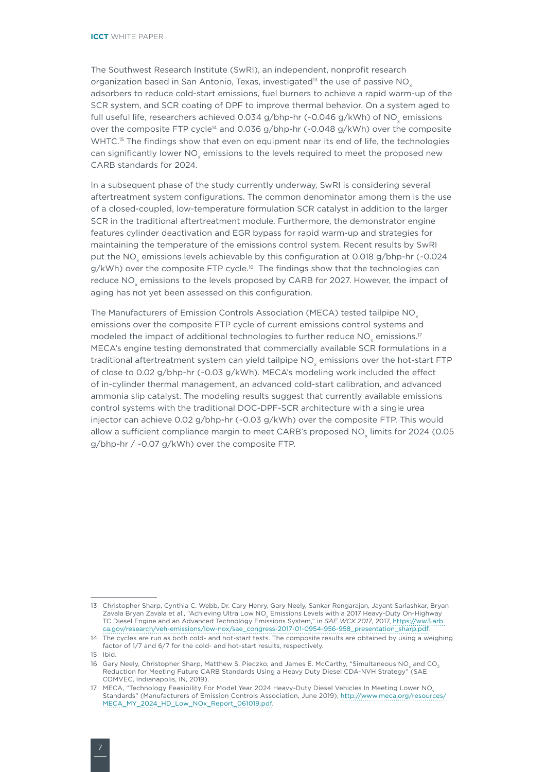The Southwest Research Institute (SwRI), an independent, nonprofit research organization based in San Antonio, Texas, investigated[13] the use of passive $NO_x$ adsorbers to reduce cold-start emissions, fuel burners to achieve a rapid warm-up of the SCR system, and SCR coating of DPF to improve thermal behavior. On a system aged to full useful life, researchers achieved 0.034 g/bhp-hr (~0.046 g/kWh) of $NO_x$ emissions over the composite FTP cycle[14] and 0.036 g/bhp-hr (~0.048 g/kWh) over the composite WHTC.[15] The findings show that even on equipment near its end of life, the technologies can significantly lower $NO_x$ emissions to the levels required to meet the proposed new CARB standards for 2024.

In a subsequent phase of the study currently underway, SwRI is considering several aftertreatment system configurations. The common denominator among them is the use of a closed-coupled, low-temperature formulation SCR catalyst in addition to the larger SCR in the traditional aftertreatment module. Furthermore, the demonstrator engine features cylinder deactivation and EGR bypass for rapid warm-up and strategies for maintaining the temperature of the emissions control system. Recent results by SwRI put the $NO_x$ emissions levels achievable by this configuration at 0.018 g/bhp-hr (~0.024 g/kWh) over the composite FTP cycle.[16] The findings show that the technologies can reduce $NO_x$ emissions to the levels proposed by CARB for 2027. However, the impact of aging has not yet been assessed on this configuration.

The Manufacturers of Emission Controls Association (MECA) tested tailpipe $NO_x$ emissions over the composite FTP cycle of current emissions control systems and modeled the impact of additional technologies to further reduce $NO_x$ emissions.[17] MECA's engine testing demonstrated that commercially available SCR formulations in a traditional aftertreatment system can yield tailpipe $NO_x$ emissions over the hot-start FTP of close to 0.02 g/bhp-hr (~0.03 g/kWh). MECA's modeling work included the effect of in-cylinder thermal management, an advanced cold-start calibration, and advanced ammonia slip catalyst. The modeling results suggest that currently available emissions control systems with the traditional DOC-DPF-SCR architecture with a single urea injector can achieve 0.02 g/bhp-hr (~0.03 g/kWh) over the composite FTP. This would allow a sufficient compliance margin to meet CARB's proposed $NO_x$ limits for 2024 (0.05 g/bhp-hr / ~0.07 g/kWh) over the composite FTP.

---

13 Christopher Sharp, Cynthia C. Webb, Dr. Cary Henry, Gary Neely, Sankar Rengarajan, Jayant Sarlashkar, Bryan Zavala Bryan Zavala et al., "Achieving Ultra Low $NO_x$ Emissions Levels with a 2017 Heavy-Duty On-Highway TC Diesel Engine and an Advanced Technology Emissions System," in *SAE WCX 2017*, 2017, https://ww3.arb.ca.gov/research/veh-emissions/low-nox/sae_congress-2017-01-0954-956-958_presentation_sharp.pdf.

14 The cycles are run as both cold- and hot-start tests. The composite results are obtained by using a weighing factor of 1/7 and 6/7 for the cold- and hot-start results, respectively.

15 Ibid.

16 Gary Neely, Christopher Sharp, Matthew S. Pieczko, and James E. McCarthy, "Simultaneous $NO_x$ and $CO_2$ Reduction for Meeting Future CARB Standards Using a Heavy Duty Diesel CDA-NVH Strategy" (SAE COMVEC, Indianapolis, IN, 2019).

17 MECA, "Technology Feasibility For Model Year 2024 Heavy-Duty Diesel Vehicles In Meeting Lower $NO_x$ Standards" (Manufacturers of Emission Controls Association, June 2019), http://www.meca.org/resources/MECA_MY_2024_HD_Low_NOx_Report_061019.pdf.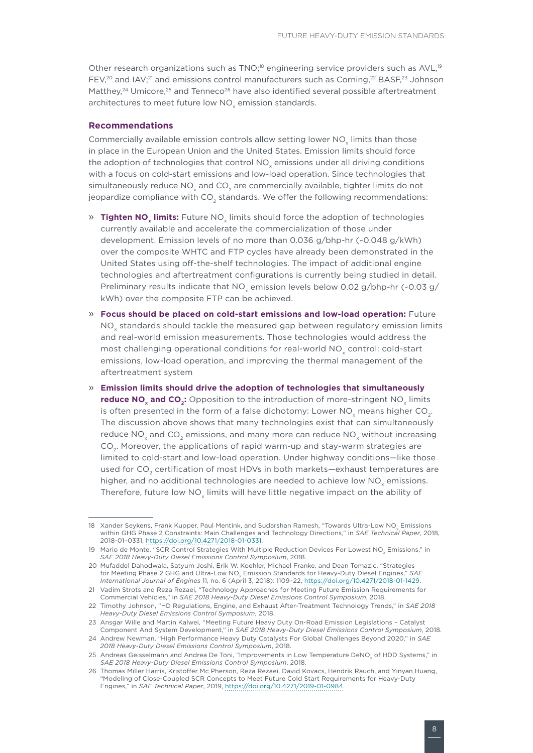Other research organizations such as TNO;[18] engineering service providers such as AVL,[19] FEV,[20] and IAV;[21] and emissions control manufacturers such as Corning,[22] BASF,[23] Johnson Matthey,[24] Umicore,[25] and Tenneco[26] have also identified several possible aftertreatment architectures to meet future low $NO_x$ emission standards.

### Recommendations

Commercially available emission controls allow setting lower $NO_x$ limits than those in place in the European Union and the United States. Emission limits should force the adoption of technologies that control $NO_x$ emissions under all driving conditions with a focus on cold-start emissions and low-load operation. Since technologies that simultaneously reduce $NO_x$ and $CO_2$ are commercially available, tighter limits do not jeopardize compliance with $CO_2$ standards. We offer the following recommendations:

» **Tighten $NO_x$ limits:** Future $NO_x$ limits should force the adoption of technologies currently available and accelerate the commercialization of those under development. Emission levels of no more than 0.036 g/bhp-hr (~0.048 g/kWh) over the composite WHTC and FTP cycles have already been demonstrated in the United States using off-the-shelf technologies. The impact of additional engine technologies and aftertreatment configurations is currently being studied in detail. Preliminary results indicate that $NO_x$ emission levels below 0.02 g/bhp-hr (~0.03 g/kWh) over the composite FTP can be achieved.

» **Focus should be placed on cold-start emissions and low-load operation:** Future $NO_x$ standards should tackle the measured gap between regulatory emission limits and real-world emission measurements. Those technologies would address the most challenging operational conditions for real-world $NO_x$ control: cold-start emissions, low-load operation, and improving the thermal management of the aftertreatment system

» **Emission limits should drive the adoption of technologies that simultaneously reduce $NO_x$ and $CO_2$:** Opposition to the introduction of more-stringent $NO_x$ limits is often presented in the form of a false dichotomy: Lower $NO_x$ means higher $CO_2$. The discussion above shows that many technologies exist that can simultaneously reduce $NO_x$ and $CO_2$ emissions, and many more can reduce $NO_x$ without increasing $CO_2$. Moreover, the applications of rapid warm-up and stay-warm strategies are limited to cold-start and low-load operation. Under highway conditions—like those used for $CO_2$ certification of most HDVs in both markets—exhaust temperatures are higher, and no additional technologies are needed to achieve low $NO_x$ emissions. Therefore, future low $NO_x$ limits will have little negative impact on the ability of

---

18 Xander Seykens, Frank Kupper, Paul Mentink, and Sudarshan Ramesh, "Towards Ultra-Low $NO_x$ Emissions within GHG Phase 2 Constraints: Main Challenges and Technology Directions," in *SAE Technical Paper*, 2018, 2018-01-0331, https://doi.org/10.4271/2018-01-0331.

19 Mario de Monte, "SCR Control Strategies With Multiple Reduction Devices For Lowest $NO_x$ Emissions," in *SAE 2018 Heavy-Duty Diesel Emissions Control Symposium*, 2018.

20 Mufaddel Dahodwala, Satyum Joshi, Erik W. Koehler, Michael Franke, and Dean Tomazic, "Strategies for Meeting Phase 2 GHG and Ultra-Low $NO_x$ Emission Standards for Heavy-Duty Diesel Engines," *SAE International Journal of Engines* 11, no. 6 (April 3, 2018): 1109–22, https://doi.org/10.4271/2018-01-1429.

21 Vadim Strots and Reza Rezaei, "Technology Approaches for Meeting Future Emission Requirements for Commercial Vehicles," in *SAE 2018 Heavy-Duty Diesel Emissions Control Symposium*, 2018.

22 Timothy Johnson, "HD Regulations, Engine, and Exhaust After-Treatment Technology Trends," in *SAE 2018 Heavy-Duty Diesel Emissions Control Symposium*, 2018.

23 Ansgar Wille and Martin Kalwei, "Meeting Future Heavy Duty On-Road Emission Legislations – Catalyst Component And System Development," in *SAE 2018 Heavy-Duty Diesel Emissions Control Symposium*, 2018.

24 Andrew Newman, "High Performance Heavy Duty Catalysts For Global Challenges Beyond 2020," in *SAE 2018 Heavy-Duty Diesel Emissions Control Symposium*, 2018.

25 Andreas Geisselmann and Andrea De Toni, "Improvements in Low Temperature $DeNO_x$ of HDD Systems," in *SAE 2018 Heavy-Duty Diesel Emissions Control Symposium*, 2018.

26 Thomas Miller Harris, Kristoffer Mc Pherson, Reza Rezaei, David Kovacs, Hendrik Rauch, and Yinyan Huang, "Modeling of Close-Coupled SCR Concepts to Meet Future Cold Start Requirements for Heavy-Duty Engines," in *SAE Technical Paper*, 2019, https://doi.org/10.4271/2019-01-0984.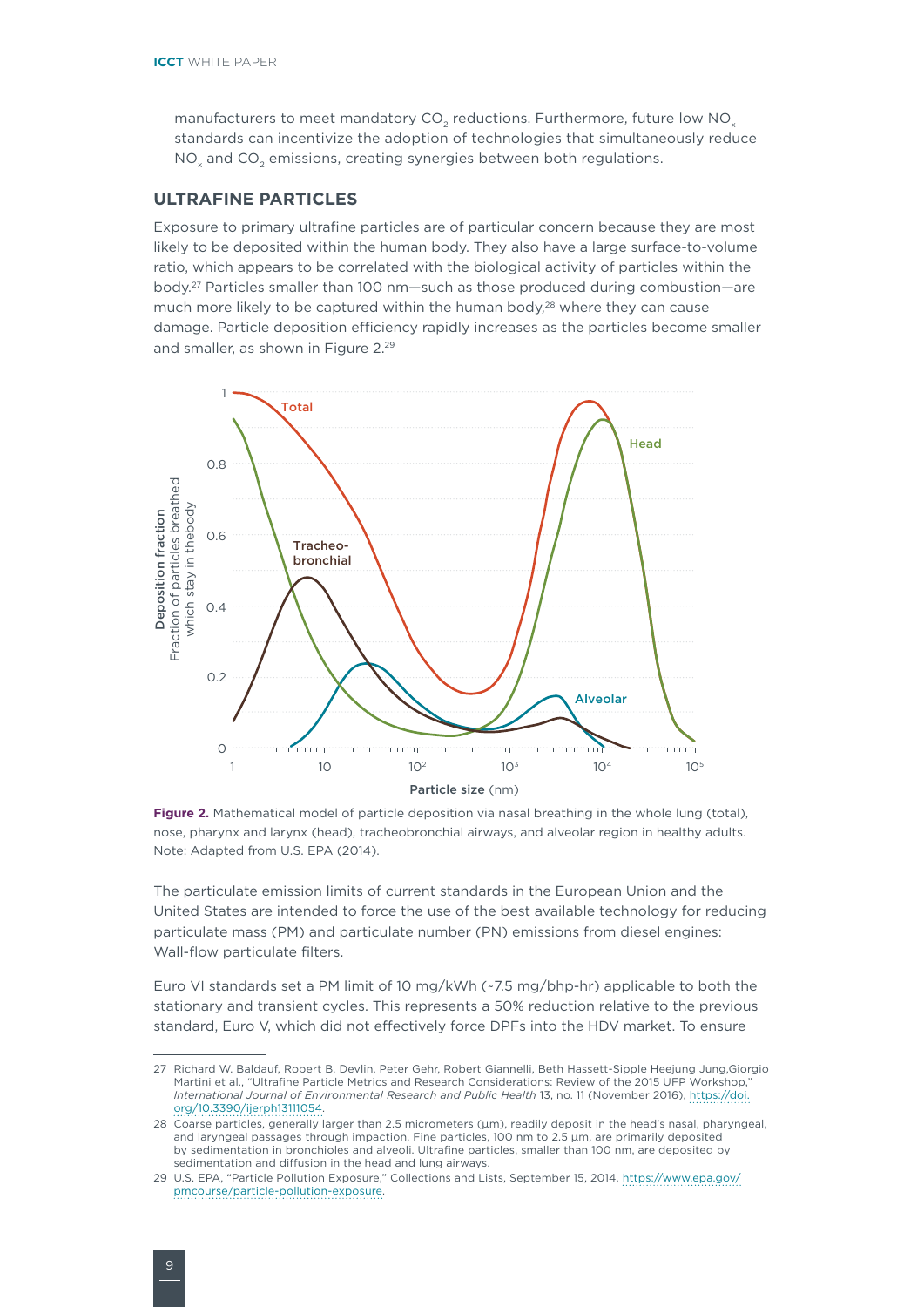manufacturers to meet mandatory $CO_2$ reductions. Furthermore, future low $NO_x$ standards can incentivize the adoption of technologies that simultaneously reduce $NO_x$ and $CO_2$ emissions, creating synergies between both regulations.

## ULTRAFINE PARTICLES

Exposure to primary ultrafine particles are of particular concern because they are most likely to be deposited within the human body. They also have a large surface-to-volume ratio, which appears to be correlated with the biological activity of particles within the body.[27] Particles smaller than 100 nm—such as those produced during combustion—are much more likely to be captured within the human body,[28] where they can cause damage. Particle deposition efficiency rapidly increases as the particles become smaller and smaller, as shown in Figure 2.[29]

**Figure 2.** Mathematical model of particle deposition via nasal breathing in the whole lung (total), nose, pharynx and larynx (head), tracheobronchial airways, and alveolar region in healthy adults. Note: Adapted from U.S. EPA (2014).

The particulate emission limits of current standards in the European Union and the United States are intended to force the use of the best available technology for reducing particulate mass (PM) and particulate number (PN) emissions from diesel engines: Wall-flow particulate filters.

Euro VI standards set a PM limit of 10 mg/kWh (~7.5 mg/bhp-hr) applicable to both the stationary and transient cycles. This represents a 50% reduction relative to the previous standard, Euro V, which did not effectively force DPFs into the HDV market. To ensure

---

27 Richard W. Baldauf, Robert B. Devlin, Peter Gehr, Robert Giannelli, Beth Hassett-Sipple Heejung Jung,Giorgio Martini et al., "Ultrafine Particle Metrics and Research Considerations: Review of the 2015 UFP Workshop," *International Journal of Environmental Research and Public Health* 13, no. 11 (November 2016), https://doi.org/10.3390/ijerph13111054.

28 Coarse particles, generally larger than 2.5 micrometers (µm), readily deposit in the head's nasal, pharyngeal, and laryngeal passages through impaction. Fine particles, 100 nm to 2.5 µm, are primarily deposited by sedimentation in bronchioles and alveoli. Ultrafine particles, smaller than 100 nm, are deposited by sedimentation and diffusion in the head and lung airways.

29 U.S. EPA, "Particle Pollution Exposure," Collections and Lists, September 15, 2014, https://www.epa.gov/pmcourse/particle-pollution-exposure.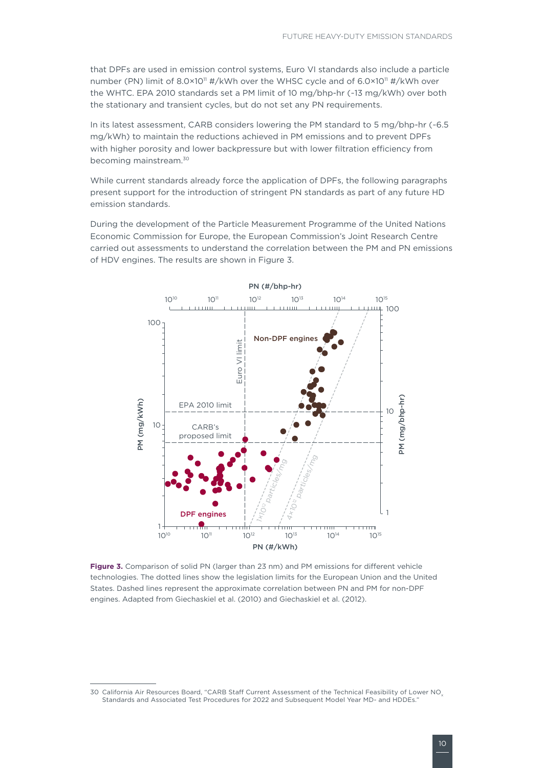that DPFs are used in emission control systems, Euro VI standards also include a particle number (PN) limit of $8.0×10^{11}$ #/kWh over the WHSC cycle and of $6.0×10^{11}$ #/kWh over the WHTC. EPA 2010 standards set a PM limit of 10 mg/bhp-hr (~13 mg/kWh) over both the stationary and transient cycles, but do not set any PN requirements.

In its latest assessment, CARB considers lowering the PM standard to 5 mg/bhp-hr (~6.5 mg/kWh) to maintain the reductions achieved in PM emissions and to prevent DPFs with higher porosity and lower backpressure but with lower filtration efficiency from becoming mainstream.[30]

While current standards already force the application of DPFs, the following paragraphs present support for the introduction of stringent PN standards as part of any future HD emission standards.

During the development of the Particle Measurement Programme of the United Nations Economic Commission for Europe, the European Commission's Joint Research Centre carried out assessments to understand the correlation between the PM and PN emissions of HDV engines. The results are shown in Figure 3.

**Figure 3.** Comparison of solid PN (larger than 23 nm) and PM emissions for different vehicle technologies. The dotted lines show the legislation limits for the European Union and the United States. Dashed lines represent the approximate correlation between PN and PM for non-DPF engines. Adapted from Giechaskiel et al. (2010) and Giechaskiel et al. (2012).

30 California Air Resources Board, "CARB Staff Current Assessment of the Technical Feasibility of Lower $NO_x$ Standards and Associated Test Procedures for 2022 and Subsequent Model Year MD- and HDDEs."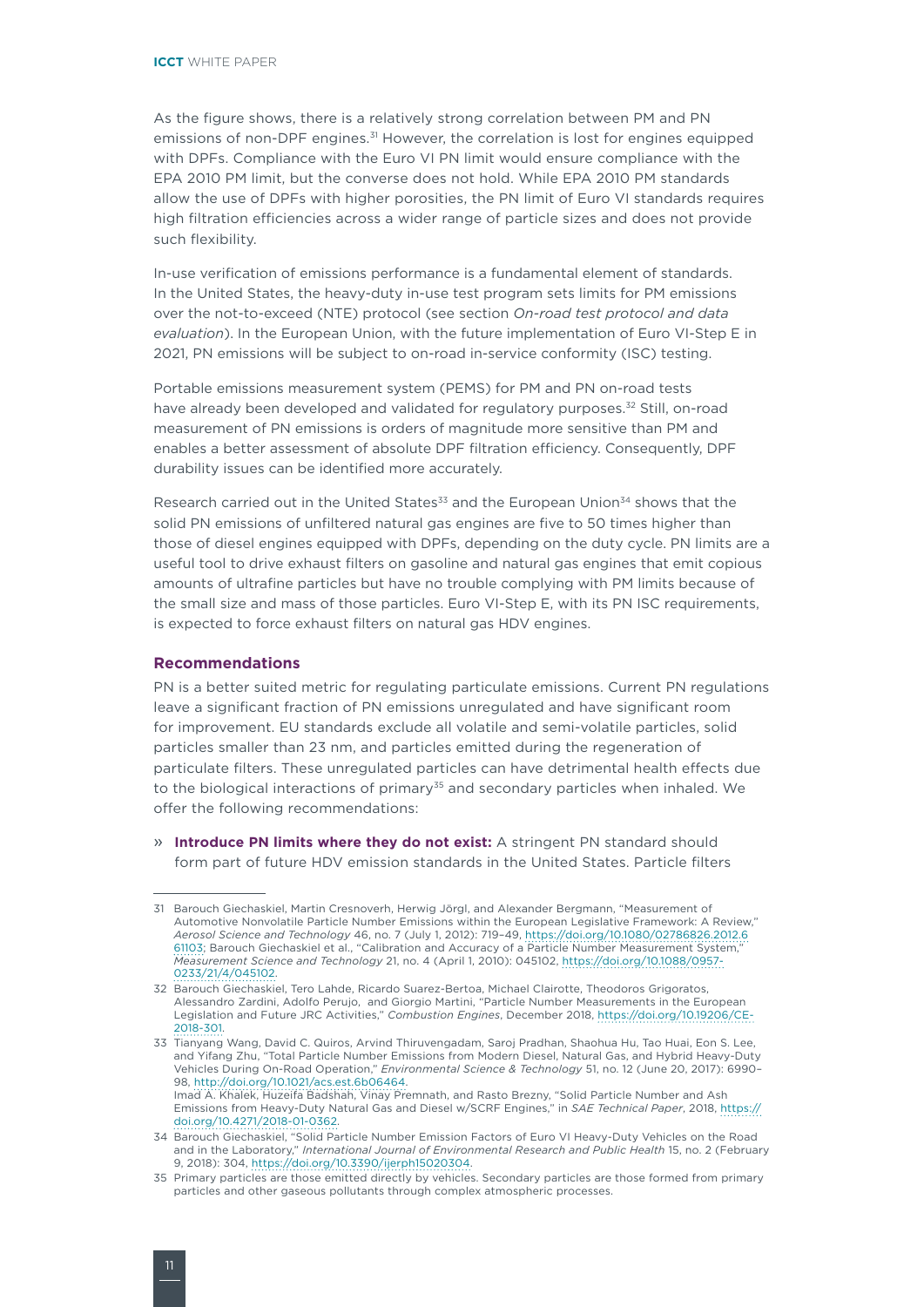As the figure shows, there is a relatively strong correlation between PM and PN emissions of non-DPF engines.[31] However, the correlation is lost for engines equipped with DPFs. Compliance with the Euro VI PN limit would ensure compliance with the EPA 2010 PM limit, but the converse does not hold. While EPA 2010 PM standards allow the use of DPFs with higher porosities, the PN limit of Euro VI standards requires high filtration efficiencies across a wider range of particle sizes and does not provide such flexibility.

In-use verification of emissions performance is a fundamental element of standards. In the United States, the heavy-duty in-use test program sets limits for PM emissions over the not-to-exceed (NTE) protocol (see section *On-road test protocol and data evaluation*). In the European Union, with the future implementation of Euro VI-Step E in 2021, PN emissions will be subject to on-road in-service conformity (ISC) testing.

Portable emissions measurement system (PEMS) for PM and PN on-road tests have already been developed and validated for regulatory purposes.[32] Still, on-road measurement of PN emissions is orders of magnitude more sensitive than PM and enables a better assessment of absolute DPF filtration efficiency. Consequently, DPF durability issues can be identified more accurately.

Research carried out in the United States[33] and the European Union[34] shows that the solid PN emissions of unfiltered natural gas engines are five to 50 times higher than those of diesel engines equipped with DPFs, depending on the duty cycle. PN limits are a useful tool to drive exhaust filters on gasoline and natural gas engines that emit copious amounts of ultrafine particles but have no trouble complying with PM limits because of the small size and mass of those particles. Euro VI-Step E, with its PN ISC requirements, is expected to force exhaust filters on natural gas HDV engines.

### Recommendations

PN is a better suited metric for regulating particulate emissions. Current PN regulations leave a significant fraction of PN emissions unregulated and have significant room for improvement. EU standards exclude all volatile and semi-volatile particles, solid particles smaller than 23 nm, and particles emitted during the regeneration of particulate filters. These unregulated particles can have detrimental health effects due to the biological interactions of primary[35] and secondary particles when inhaled. We offer the following recommendations:

» **Introduce PN limits where they do not exist:** A stringent PN standard should form part of future HDV emission standards in the United States. Particle filters

---

31 Barouch Giechaskiel, Martin Cresnoverh, Herwig Jörgl, and Alexander Bergmann, "Measurement of Automotive Nonvolatile Particle Number Emissions within the European Legislative Framework: A Review," *Aerosol Science and Technology* 46, no. 7 (July 1, 2012): 719–49, https://doi.org/10.1080/02786826.2012.661103; Barouch Giechaskiel et al., "Calibration and Accuracy of a Particle Number Measurement System," *Measurement Science and Technology* 21, no. 4 (April 1, 2010): 045102, https://doi.org/10.1088/0957-0233/21/4/045102.

32 Barouch Giechaskiel, Tero Lahde, Ricardo Suarez-Bertoa, Michael Clairotte, Theodoros Grigoratos, Alessandro Zardini, Adolfo Perujo, and Giorgio Martini, "Particle Number Measurements in the European Legislation and Future JRC Activities," *Combustion Engines*, December 2018, https://doi.org/10.19206/CE-2018-301.

33 Tianyang Wang, David C. Quiros, Arvind Thiruvengadam, Saroj Pradhan, Shaohua Hu, Tao Huai, Eon S. Lee, and Yifang Zhu, "Total Particle Number Emissions from Modern Diesel, Natural Gas, and Hybrid Heavy-Duty Vehicles During On-Road Operation," *Environmental Science & Technology* 51, no. 12 (June 20, 2017): 6990–98, http://doi.org/10.1021/acs.est.6b06464.
Imad A. Khalek, Huzeifa Badshah, Vinay Premnath, and Rasto Brezny, "Solid Particle Number and Ash Emissions from Heavy-Duty Natural Gas and Diesel w/SCRF Engines," in *SAE Technical Paper*, 2018, https://doi.org/10.4271/2018-01-0362.

34 Barouch Giechaskiel, "Solid Particle Number Emission Factors of Euro VI Heavy-Duty Vehicles on the Road and in the Laboratory," *International Journal of Environmental Research and Public Health* 15, no. 2 (February 9, 2018): 304, https://doi.org/10.3390/ijerph15020304.

35 Primary particles are those emitted directly by vehicles. Secondary particles are those formed from primary particles and other gaseous pollutants through complex atmospheric processes.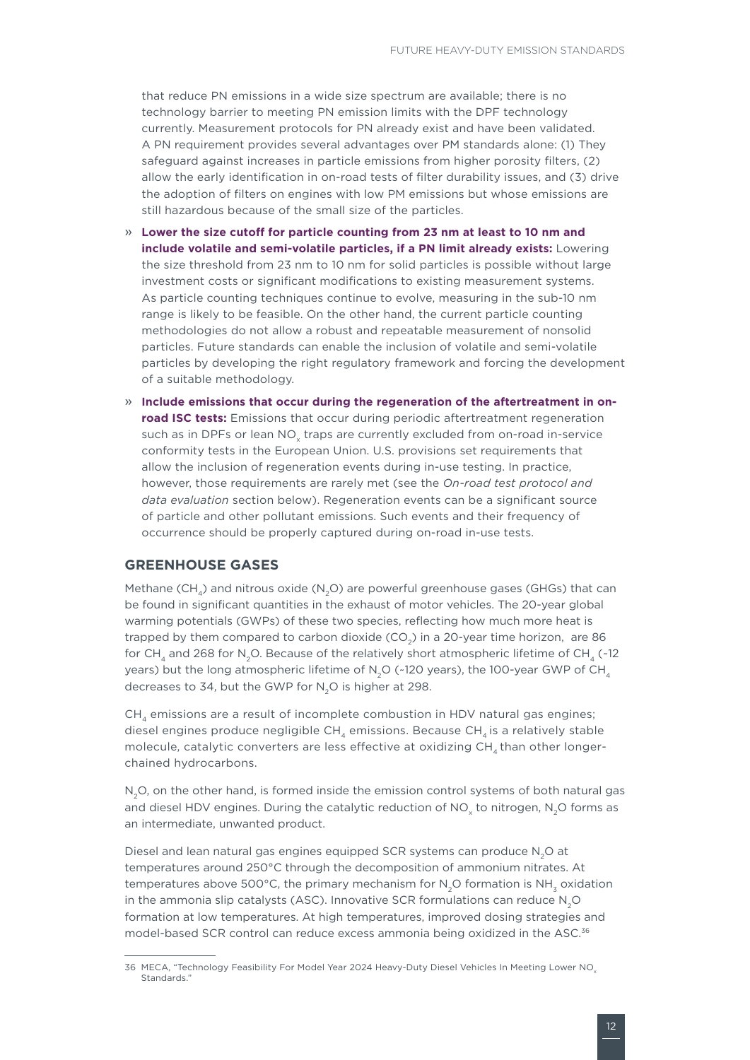that reduce PN emissions in a wide size spectrum are available; there is no technology barrier to meeting PN emission limits with the DPF technology currently. Measurement protocols for PN already exist and have been validated. A PN requirement provides several advantages over PM standards alone: (1) They safeguard against increases in particle emissions from higher porosity filters, (2) allow the early identification in on-road tests of filter durability issues, and (3) drive the adoption of filters on engines with low PM emissions but whose emissions are still hazardous because of the small size of the particles.

» **Lower the size cutoff for particle counting from 23 nm at least to 10 nm and include volatile and semi-volatile particles, if a PN limit already exists:** Lowering the size threshold from 23 nm to 10 nm for solid particles is possible without large investment costs or significant modifications to existing measurement systems. As particle counting techniques continue to evolve, measuring in the sub-10 nm range is likely to be feasible. On the other hand, the current particle counting methodologies do not allow a robust and repeatable measurement of nonsolid particles. Future standards can enable the inclusion of volatile and semi-volatile particles by developing the right regulatory framework and forcing the development of a suitable methodology.

» **Include emissions that occur during the regeneration of the aftertreatment in on-road ISC tests:** Emissions that occur during periodic aftertreatment regeneration such as in DPFs or lean $NO_x$ traps are currently excluded from on-road in-service conformity tests in the European Union. U.S. provisions set requirements that allow the inclusion of regeneration events during in-use testing. In practice, however, those requirements are rarely met (see the *On-road test protocol and data evaluation* section below). Regeneration events can be a significant source of particle and other pollutant emissions. Such events and their frequency of occurrence should be properly captured during on-road in-use tests.

## GREENHOUSE GASES

Methane ($CH_4$) and nitrous oxide ($N_2O$) are powerful greenhouse gases (GHGs) that can be found in significant quantities in the exhaust of motor vehicles. The 20-year global warming potentials (GWPs) of these two species, reflecting how much more heat is trapped by them compared to carbon dioxide ($CO_2$) in a 20-year time horizon, are 86 for $CH_4$ and 268 for $N_2O$. Because of the relatively short atmospheric lifetime of $CH_4$ (~12 years) but the long atmospheric lifetime of $N_2O$ (~120 years), the 100-year GWP of $CH_4$ decreases to 34, but the GWP for $N_2O$ is higher at 298.

$CH_4$ emissions are a result of incomplete combustion in HDV natural gas engines; diesel engines produce negligible $CH_4$ emissions. Because $CH_4$ is a relatively stable molecule, catalytic converters are less effective at oxidizing $CH_4$ than other longer-chained hydrocarbons.

$N_2O$, on the other hand, is formed inside the emission control systems of both natural gas and diesel HDV engines. During the catalytic reduction of $NO_x$ to nitrogen, $N_2O$ forms as an intermediate, unwanted product.

Diesel and lean natural gas engines equipped SCR systems can produce $N_2O$ at temperatures around 250°C through the decomposition of ammonium nitrates. At temperatures above 500°C, the primary mechanism for $N_2O$ formation is $NH_3$ oxidation in the ammonia slip catalysts (ASC). Innovative SCR formulations can reduce $N_2O$ formation at low temperatures. At high temperatures, improved dosing strategies and model-based SCR control can reduce excess ammonia being oxidized in the ASC.[36]

36 MECA, "Technology Feasibility For Model Year 2024 Heavy-Duty Diesel Vehicles In Meeting Lower $NO_x$ Standards."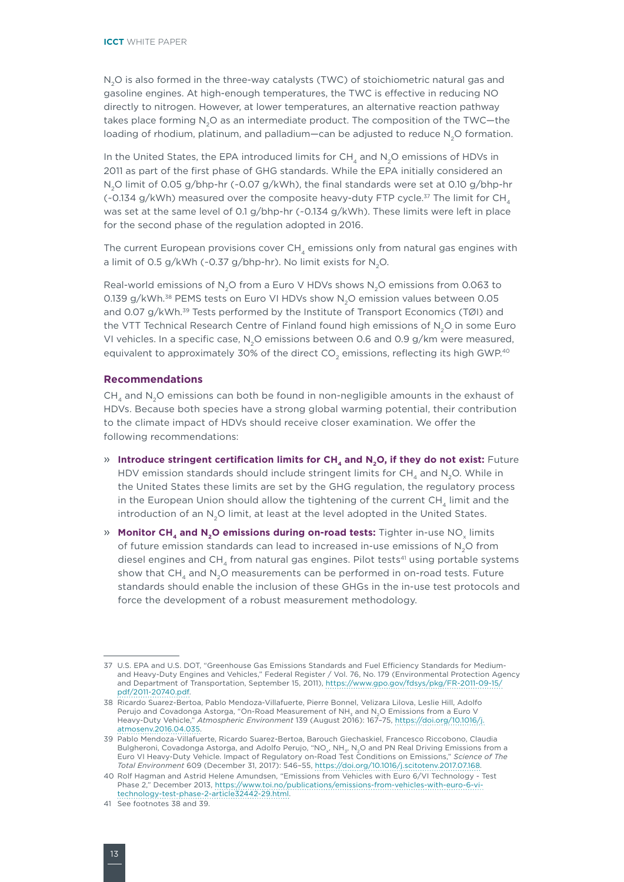$N_2O$ is also formed in the three-way catalysts (TWC) of stoichiometric natural gas and gasoline engines. At high-enough temperatures, the TWC is effective in reducing NO directly to nitrogen. However, at lower temperatures, an alternative reaction pathway takes place forming $N_2O$ as an intermediate product. The composition of the TWC—the loading of rhodium, platinum, and palladium—can be adjusted to reduce $N_2O$ formation.

In the United States, the EPA introduced limits for $CH_4$ and $N_2O$ emissions of HDVs in 2011 as part of the first phase of GHG standards. While the EPA initially considered an $N_2O$ limit of 0.05 g/bhp-hr (~0.07 g/kWh), the final standards were set at 0.10 g/bhp-hr (~0.134 g/kWh) measured over the composite heavy-duty FTP cycle.[37] The limit for $CH_4$ was set at the same level of 0.1 g/bhp-hr (~0.134 g/kWh). These limits were left in place for the second phase of the regulation adopted in 2016.

The current European provisions cover $CH_4$ emissions only from natural gas engines with a limit of 0.5 g/kWh (~0.37 g/bhp-hr). No limit exists for $N_2O$.

Real-world emissions of $N_2O$ from a Euro V HDVs shows $N_2O$ emissions from 0.063 to 0.139 g/kWh.[38] PEMS tests on Euro VI HDVs show $N_2O$ emission values between 0.05 and 0.07 g/kWh.[39] Tests performed by the Institute of Transport Economics (TØI) and the VTT Technical Research Centre of Finland found high emissions of $N_2O$ in some Euro VI vehicles. In a specific case, $N_2O$ emissions between 0.6 and 0.9 g/km were measured, equivalent to approximately 30% of the direct $CO_2$ emissions, reflecting its high GWP.[40]

### Recommendations

$CH_4$ and $N_2O$ emissions can both be found in non-negligible amounts in the exhaust of HDVs. Because both species have a strong global warming potential, their contribution to the climate impact of HDVs should receive closer examination. We offer the following recommendations:

- **Introduce stringent certification limits for $CH_4$ and $N_2O$, if they do not exist:** Future HDV emission standards should include stringent limits for $CH_4$ and $N_2O$. While in the United States these limits are set by the GHG regulation, the regulatory process in the European Union should allow the tightening of the current $CH_4$ limit and the introduction of an $N_2O$ limit, at least at the level adopted in the United States.
- **Monitor $CH_4$ and $N_2O$ emissions during on-road tests:** Tighter in-use $NO_x$ limits of future emission standards can lead to increased in-use emissions of $N_2O$ from diesel engines and $CH_4$ from natural gas engines. Pilot tests[41] using portable systems show that $CH_4$ and $N_2O$ measurements can be performed in on-road tests. Future standards should enable the inclusion of these GHGs in the in-use test protocols and force the development of a robust measurement methodology.

---

37 U.S. EPA and U.S. DOT, "Greenhouse Gas Emissions Standards and Fuel Efficiency Standards for Medium- and Heavy-Duty Engines and Vehicles," Federal Register / Vol. 76, No. 179 (Environmental Protection Agency and Department of Transportation, September 15, 2011), https://www.gpo.gov/fdsys/pkg/FR-2011-09-15/pdf/2011-20740.pdf.

38 Ricardo Suarez-Bertoa, Pablo Mendoza-Villafuerte, Pierre Bonnel, Velizara Lilova, Leslie Hill, Adolfo Perujo and Covadonga Astorga, "On-Road Measurement of $NH_3$ and $N_2O$ Emissions from a Euro V Heavy-Duty Vehicle," *Atmospheric Environment* 139 (August 2016): 167–75, https://doi.org/10.1016/j.atmosenv.2016.04.035.

39 Pablo Mendoza-Villafuerte, Ricardo Suarez-Bertoa, Barouch Giechaskiel, Francesco Riccobono, Claudia Bulgheroni, Covadonga Astorga, and Adolfo Perujo, "$NO_x$, $NH_3$, $N_2O$ and PN Real Driving Emissions from a Euro VI Heavy-Duty Vehicle. Impact of Regulatory on-Road Test Conditions on Emissions," *Science of The Total Environment* 609 (December 31, 2017): 546–55, https://doi.org/10.1016/j.scitotenv.2017.07.168.

40 Rolf Hagman and Astrid Helene Amundsen, "Emissions from Vehicles with Euro 6/VI Technology - Test Phase 2," December 2013, https://www.toi.no/publications/emissions-from-vehicles-with-euro-6-vi-technology-test-phase-2-article32442-29.html.

41 See footnotes 38 and 39.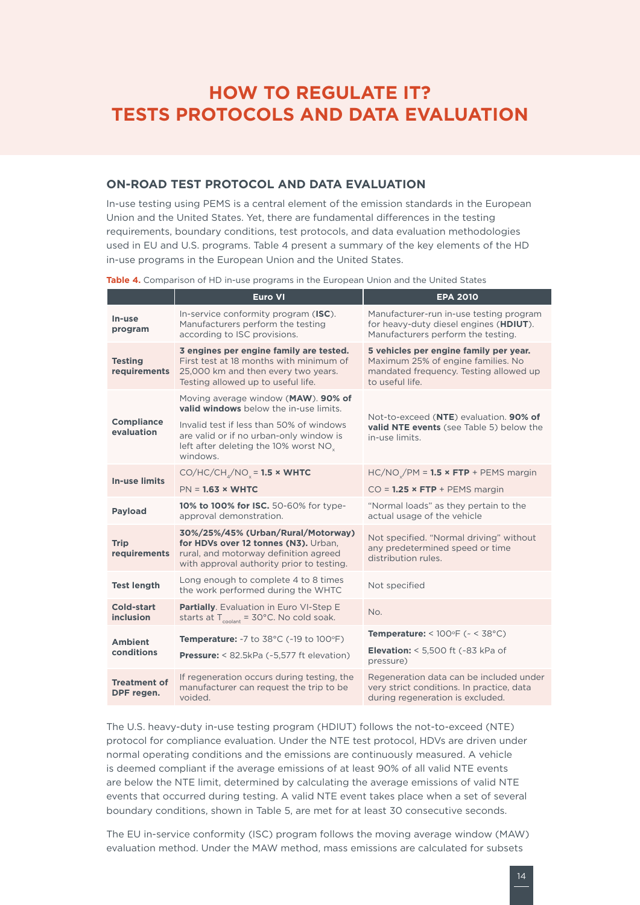# HOW TO REGULATE IT? TESTS PROTOCOLS AND DATA EVALUATION

## ON-ROAD TEST PROTOCOL AND DATA EVALUATION

In-use testing using PEMS is a central element of the emission standards in the European Union and the United States. Yet, there are fundamental differences in the testing requirements, boundary conditions, test protocols, and data evaluation methodologies used in EU and U.S. programs. Table 4 present a summary of the key elements of the HD in-use programs in the European Union and the United States.

**Table 4.** Comparison of HD in-use programs in the European Union and the United States

| | Euro VI | EPA 2010 |
|---|---|---|
| **In-use program** | In-service conformity program (**ISC**). Manufacturers perform the testing according to ISC provisions. | Manufacturer-run in-use testing program for heavy-duty diesel engines (**HDIUT**). Manufacturers perform the testing. |
| **Testing requirements** | **3 engines per engine family are tested.** First test at 18 months with minimum of 25,000 km and then every two years. Testing allowed up to useful life. | **5 vehicles per engine family per year.** Maximum 25% of engine families. No mandated frequency. Testing allowed up to useful life. |
| **Compliance evaluation** | Moving average window (**MAW**). **90% of valid windows** below the in-use limits. Invalid test if less than 50% of windows are valid or if no urban-only window is left after deleting the 10% worst $NO_x$ windows. | Not-to-exceed (**NTE**) evaluation. **90% of valid NTE events** (see Table 5) below the in-use limits. |
| **In-use limits** | $CO/HC/CH_4/NO_x$ = **1.5 × WHTC**<br>PN = **1.63 × WHTC** | $HC/NO_x/PM$ = **1.5 × FTP** + PEMS margin<br>CO = **1.25 × FTP** + PEMS margin |
| **Payload** | **10% to 100% for ISC.** 50-60% for type-approval demonstration. | "Normal loads" as they pertain to the actual usage of the vehicle |
| **Trip requirements** | **30%/25%/45% (Urban/Rural/Motorway) for HDVs over 12 tonnes (N3).** Urban, rural, and motorway definition agreed with approval authority prior to testing. | Not specified. "Normal driving" without any predetermined speed or time distribution rules. |
| **Test length** | Long enough to complete 4 to 8 times the work performed during the WHTC | Not specified |
| **Cold-start inclusion** | **Partially**. Evaluation in Euro VI-Step E starts at $T_{coolant}$ = 30°C. No cold soak. | No. |
| **Ambient conditions** | **Temperature:** -7 to 38°C (-19 to 100°F)<br>**Pressure:** < 82.5kPa (~5,577 ft elevation) | **Temperature:** < 100°F (~ < 38°C)<br>**Elevation:** < 5,500 ft (~83 kPa of pressure) |
| **Treatment of DPF regen.** | If regeneration occurs during testing, the manufacturer can request the trip to be voided. | Regeneration data can be included under very strict conditions. In practice, data during regeneration is excluded. |

The U.S. heavy-duty in-use testing program (HDIUT) follows the not-to-exceed (NTE) protocol for compliance evaluation. Under the NTE test protocol, HDVs are driven under normal operating conditions and the emissions are continuously measured. A vehicle is deemed compliant if the average emissions of at least 90% of all valid NTE events are below the NTE limit, determined by calculating the average emissions of valid NTE events that occurred during testing. A valid NTE event takes place when a set of several boundary conditions, shown in Table 5, are met for at least 30 consecutive seconds.

The EU in-service conformity (ISC) program follows the moving average window (MAW) evaluation method. Under the MAW method, mass emissions are calculated for subsets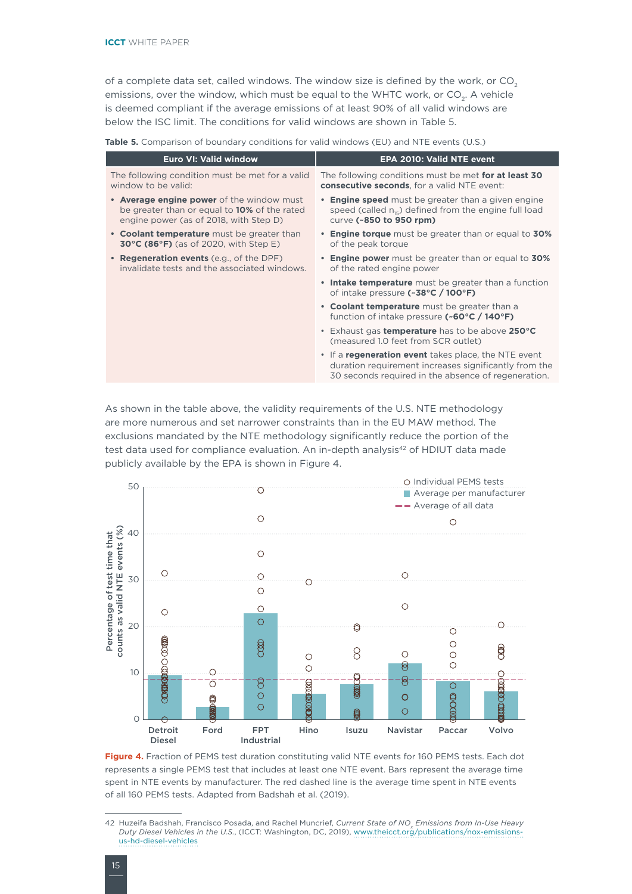of a complete data set, called windows. The window size is defined by the work, or $CO_2$ emissions, over the window, which must be equal to the WHTC work, or $CO_2$. A vehicle is deemed compliant if the average emissions of at least 90% of all valid windows are below the ISC limit. The conditions for valid windows are shown in Table 5.

**Table 5.** Comparison of boundary conditions for valid windows (EU) and NTE events (U.S.)

| Euro VI: Valid window | EPA 2010: Valid NTE event |
|---|---|
| The following condition must be met for a valid window to be valid:<br>• **Average engine power** of the window must be greater than or equal to **10%** of the rated engine power (as of 2018, with Step D)<br>• **Coolant temperature** must be greater than **30°C (86°F)** (as of 2020, with Step E)<br>• **Regeneration events** (e.g., of the DPF) invalidate tests and the associated windows. | The following conditions must be met **for at least 30 consecutive seconds**, for a valid NTE event:<br>• **Engine speed** must be greater than a given engine speed (called $n_{15}$) defined from the engine full load curve **(~850 to 950 rpm)**<br>• **Engine torque** must be greater than or equal to **30%** of the peak torque<br>• **Engine power** must be greater than or equal to **30%** of the rated engine power<br>• **Intake temperature** must be greater than a function of intake pressure **(~38°C / 100°F)**<br>• **Coolant temperature** must be greater than a function of intake pressure **(~60°C / 140°F)**<br>• Exhaust gas **temperature** has to be above **250°C** (measured 1.0 feet from SCR outlet)<br>• If a **regeneration event** takes place, the NTE event duration requirement increases significantly from the 30 seconds required in the absence of regeneration. |

As shown in the table above, the validity requirements of the U.S. NTE methodology are more numerous and set narrower constraints than in the EU MAW method. The exclusions mandated by the NTE methodology significantly reduce the portion of the test data used for compliance evaluation. An in-depth analysis[42] of HDIUT data made publicly available by the EPA is shown in Figure 4.

**Figure 4.** Fraction of PEMS test duration constituting valid NTE events for 160 PEMS tests. Each dot represents a single PEMS test that includes at least one NTE event. Bars represent the average time spent in NTE events by manufacturer. The red dashed line is the average time spent in NTE events of all 160 PEMS tests. Adapted from Badshah et al. (2019).

42 Huzeifa Badshah, Francisco Posada, and Rachel Muncrief, *Current State of $NO_x$ Emissions from In-Use Heavy Duty Diesel Vehicles in the U.S.*, (ICCT: Washington, DC, 2019), www.theicct.org/publications/nox-emissions-us-hd-diesel-vehicles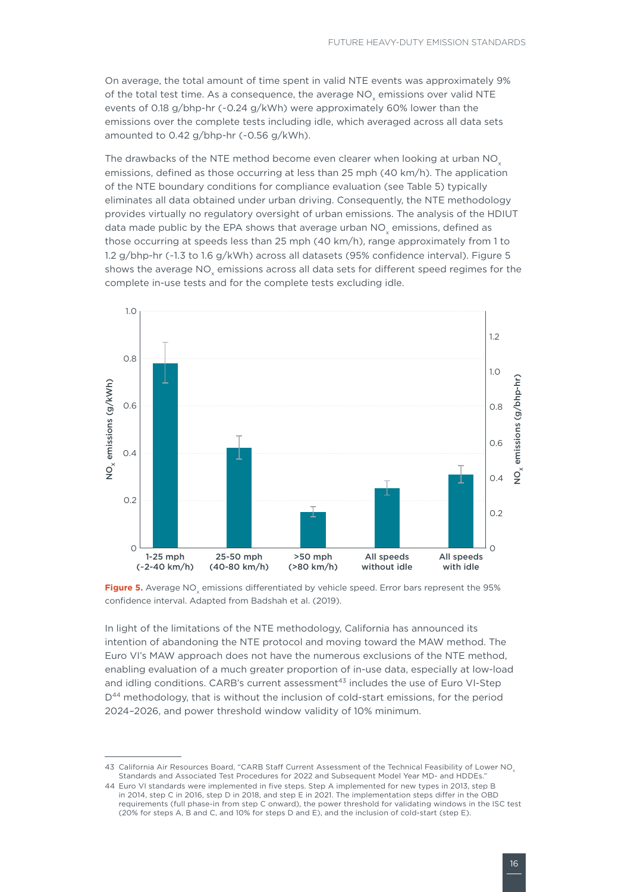On average, the total amount of time spent in valid NTE events was approximately 9% of the total test time. As a consequence, the average $NO_x$ emissions over valid NTE events of 0.18 g/bhp-hr (~0.24 g/kWh) were approximately 60% lower than the emissions over the complete tests including idle, which averaged across all data sets amounted to 0.42 g/bhp-hr (~0.56 g/kWh).

The drawbacks of the NTE method become even clearer when looking at urban $NO_x$ emissions, defined as those occurring at less than 25 mph (40 km/h). The application of the NTE boundary conditions for compliance evaluation (see Table 5) typically eliminates all data obtained under urban driving. Consequently, the NTE methodology provides virtually no regulatory oversight of urban emissions. The analysis of the HDIUT data made public by the EPA shows that average urban $NO_x$ emissions, defined as those occurring at speeds less than 25 mph (40 km/h), range approximately from 1 to 1.2 g/bhp-hr (~1.3 to 1.6 g/kWh) across all datasets (95% confidence interval). Figure 5 shows the average $NO_x$ emissions across all data sets for different speed regimes for the complete in-use tests and for the complete tests excluding idle.

**Figure 5.** Average $NO_x$ emissions differentiated by vehicle speed. Error bars represent the 95% confidence interval. Adapted from Badshah et al. (2019).

In light of the limitations of the NTE methodology, California has announced its intention of abandoning the NTE protocol and moving toward the MAW method. The Euro VI's MAW approach does not have the numerous exclusions of the NTE method, enabling evaluation of a much greater proportion of in-use data, especially at low-load and idling conditions. CARB's current assessment[43] includes the use of Euro VI-Step D[44] methodology, that is without the inclusion of cold-start emissions, for the period 2024–2026, and power threshold window validity of 10% minimum.

---

43 California Air Resources Board, "CARB Staff Current Assessment of the Technical Feasibility of Lower $NO_x$ Standards and Associated Test Procedures for 2022 and Subsequent Model Year MD- and HDDEs."

44 Euro VI standards were implemented in five steps. Step A implemented for new types in 2013, step B in 2014, step C in 2016, step D in 2018, and step E in 2021. The implementation steps differ in the OBD requirements (full phase-in from step C onward), the power threshold for validating windows in the ISC test (20% for steps A, B and C, and 10% for steps D and E), and the inclusion of cold-start (step E).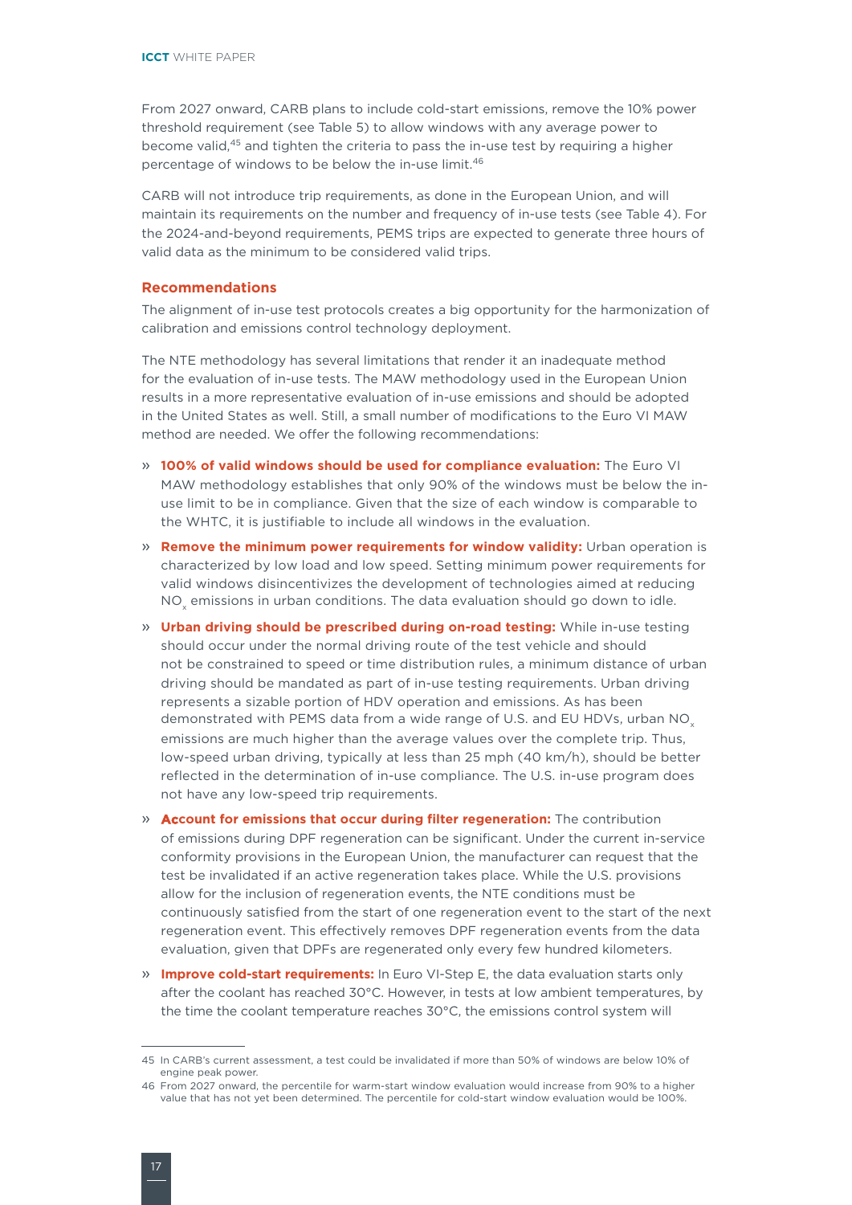From 2027 onward, CARB plans to include cold-start emissions, remove the 10% power threshold requirement (see Table 5) to allow windows with any average power to become valid,[45] and tighten the criteria to pass the in-use test by requiring a higher percentage of windows to be below the in-use limit.[46]

CARB will not introduce trip requirements, as done in the European Union, and will maintain its requirements on the number and frequency of in-use tests (see Table 4). For the 2024-and-beyond requirements, PEMS trips are expected to generate three hours of valid data as the minimum to be considered valid trips.

### Recommendations

The alignment of in-use test protocols creates a big opportunity for the harmonization of calibration and emissions control technology deployment.

The NTE methodology has several limitations that render it an inadequate method for the evaluation of in-use tests. The MAW methodology used in the European Union results in a more representative evaluation of in-use emissions and should be adopted in the United States as well. Still, a small number of modifications to the Euro VI MAW method are needed. We offer the following recommendations:

- **100% of valid windows should be used for compliance evaluation:** The Euro VI MAW methodology establishes that only 90% of the windows must be below the in-use limit to be in compliance. Given that the size of each window is comparable to the WHTC, it is justifiable to include all windows in the evaluation.
- **Remove the minimum power requirements for window validity:** Urban operation is characterized by low load and low speed. Setting minimum power requirements for valid windows disincentivizes the development of technologies aimed at reducing $NO_x$ emissions in urban conditions. The data evaluation should go down to idle.
- **Urban driving should be prescribed during on-road testing:** While in-use testing should occur under the normal driving route of the test vehicle and should not be constrained to speed or time distribution rules, a minimum distance of urban driving should be mandated as part of in-use testing requirements. Urban driving represents a sizable portion of HDV operation and emissions. As has been demonstrated with PEMS data from a wide range of U.S. and EU HDVs, urban $NO_x$ emissions are much higher than the average values over the complete trip. Thus, low-speed urban driving, typically at less than 25 mph (40 km/h), should be better reflected in the determination of in-use compliance. The U.S. in-use program does not have any low-speed trip requirements.
- **Account for emissions that occur during filter regeneration:** The contribution of emissions during DPF regeneration can be significant. Under the current in-service conformity provisions in the European Union, the manufacturer can request that the test be invalidated if an active regeneration takes place. While the U.S. provisions allow for the inclusion of regeneration events, the NTE conditions must be continuously satisfied from the start of one regeneration event to the start of the next regeneration event. This effectively removes DPF regeneration events from the data evaluation, given that DPFs are regenerated only every few hundred kilometers.
- **Improve cold-start requirements:** In Euro VI-Step E, the data evaluation starts only after the coolant has reached 30°C. However, in tests at low ambient temperatures, by the time the coolant temperature reaches 30°C, the emissions control system will

---

45 In CARB's current assessment, a test could be invalidated if more than 50% of windows are below 10% of engine peak power.

46 From 2027 onward, the percentile for warm-start window evaluation would increase from 90% to a higher value that has not yet been determined. The percentile for cold-start window evaluation would be 100%.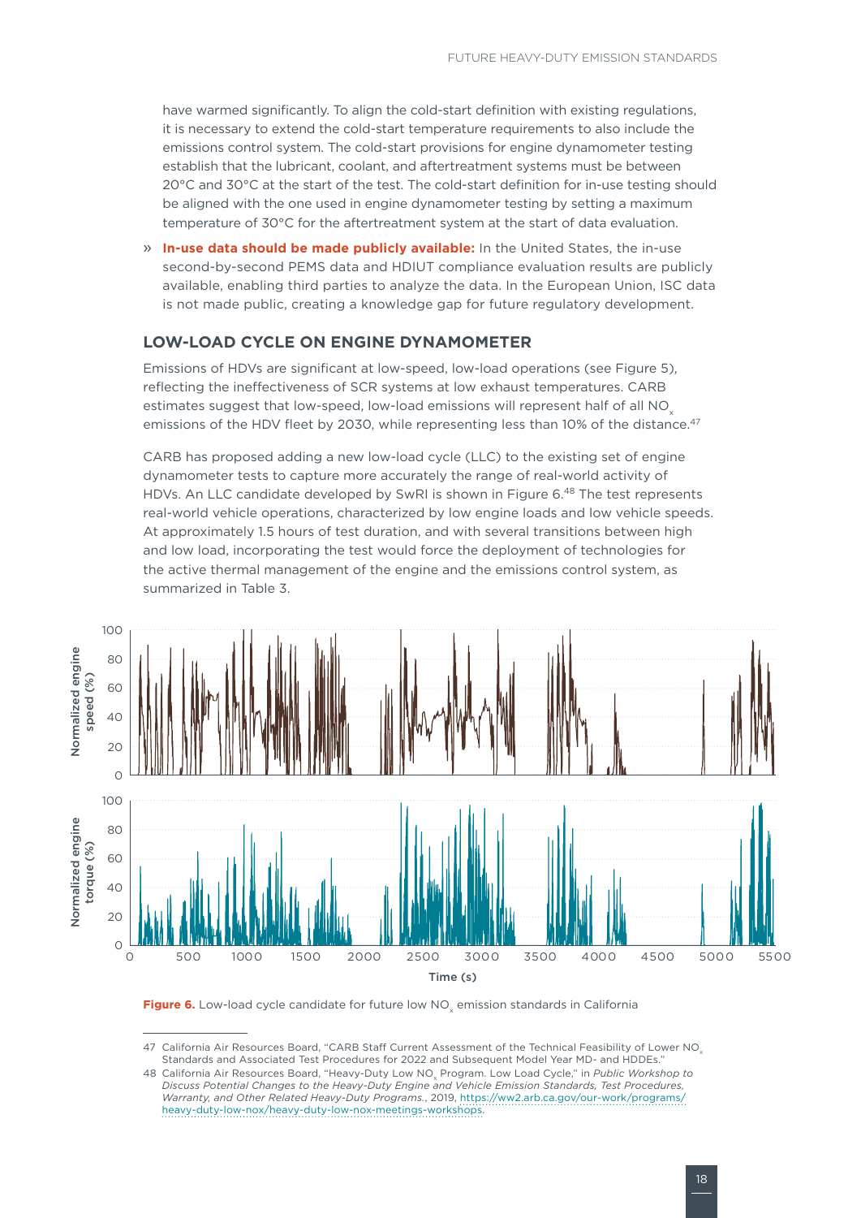have warmed significantly. To align the cold-start definition with existing regulations, it is necessary to extend the cold-start temperature requirements to also include the emissions control system. The cold-start provisions for engine dynamometer testing establish that the lubricant, coolant, and aftertreatment systems must be between 20°C and 30°C at the start of the test. The cold-start definition for in-use testing should be aligned with the one used in engine dynamometer testing by setting a maximum temperature of 30°C for the aftertreatment system at the start of data evaluation.

» **In-use data should be made publicly available:** In the United States, the in-use second-by-second PEMS data and HDIUT compliance evaluation results are publicly available, enabling third parties to analyze the data. In the European Union, ISC data is not made public, creating a knowledge gap for future regulatory development.

## LOW-LOAD CYCLE ON ENGINE DYNAMOMETER

Emissions of HDVs are significant at low-speed, low-load operations (see Figure 5), reflecting the ineffectiveness of SCR systems at low exhaust temperatures. CARB estimates suggest that low-speed, low-load emissions will represent half of all $NO_x$ emissions of the HDV fleet by 2030, while representing less than 10% of the distance.[47]

CARB has proposed adding a new low-load cycle (LLC) to the existing set of engine dynamometer tests to capture more accurately the range of real-world activity of HDVs. An LLC candidate developed by SwRI is shown in Figure 6.[48] The test represents real-world vehicle operations, characterized by low engine loads and low vehicle speeds. At approximately 1.5 hours of test duration, and with several transitions between high and low load, incorporating the test would force the deployment of technologies for the active thermal management of the engine and the emissions control system, as summarized in Table 3.

**Figure 6.** Low-load cycle candidate for future low $NO_x$ emission standards in California

47 California Air Resources Board, "CARB Staff Current Assessment of the Technical Feasibility of Lower $NO_x$ Standards and Associated Test Procedures for 2022 and Subsequent Model Year MD- and HDDEs."

48 California Air Resources Board, "Heavy-Duty Low $NO_x$ Program. Low Load Cycle," in *Public Workshop to Discuss Potential Changes to the Heavy-Duty Engine and Vehicle Emission Standards, Test Procedures, Warranty, and Other Related Heavy-Duty Programs.*, 2019, https://ww2.arb.ca.gov/our-work/programs/heavy-duty-low-nox/heavy-duty-low-nox-meetings-workshops.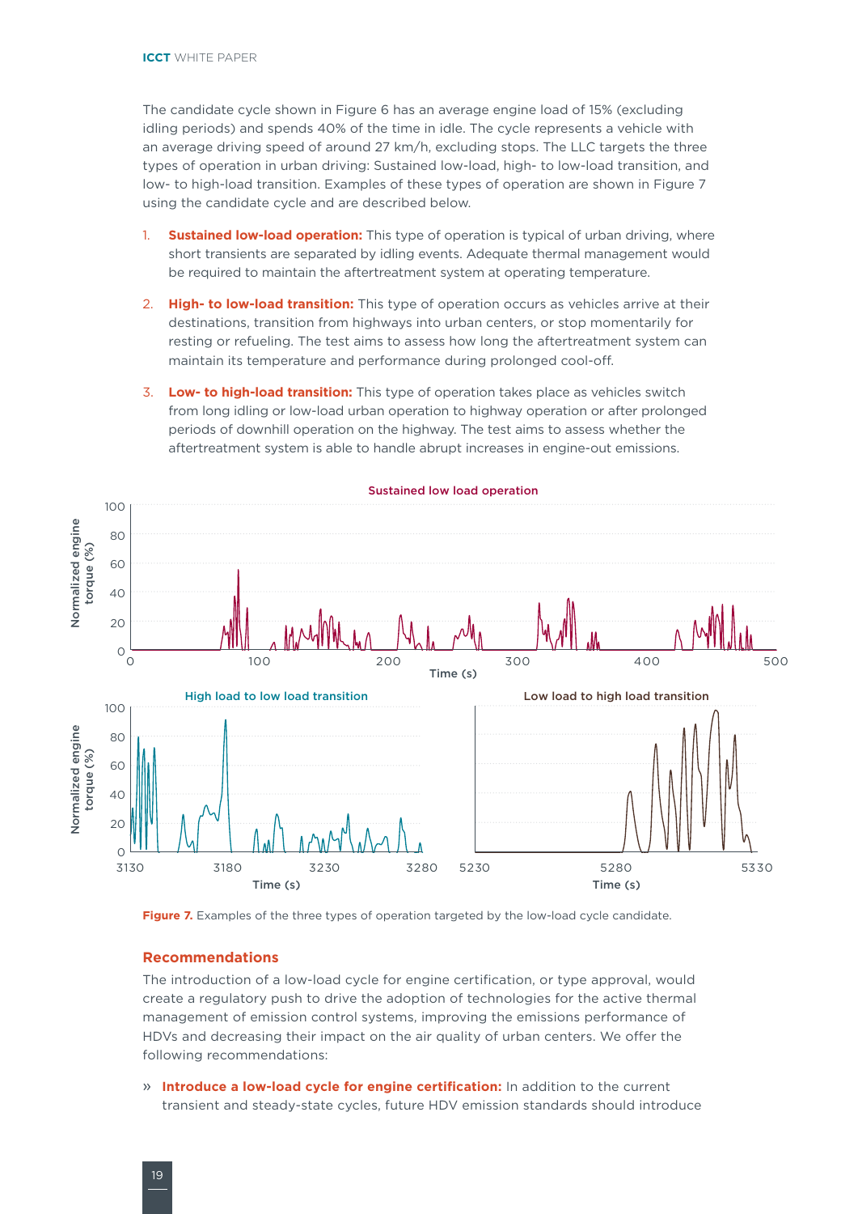The candidate cycle shown in Figure 6 has an average engine load of 15% (excluding idling periods) and spends 40% of the time in idle. The cycle represents a vehicle with an average driving speed of around 27 km/h, excluding stops. The LLC targets the three types of operation in urban driving: Sustained low-load, high- to low-load transition, and low- to high-load transition. Examples of these types of operation are shown in Figure 7 using the candidate cycle and are described below.

1. **Sustained low-load operation:** This type of operation is typical of urban driving, where short transients are separated by idling events. Adequate thermal management would be required to maintain the aftertreatment system at operating temperature.
2. **High- to low-load transition:** This type of operation occurs as vehicles arrive at their destinations, transition from highways into urban centers, or stop momentarily for resting or refueling. The test aims to assess how long the aftertreatment system can maintain its temperature and performance during prolonged cool-off.
3. **Low- to high-load transition:** This type of operation takes place as vehicles switch from long idling or low-load urban operation to highway operation or after prolonged periods of downhill operation on the highway. The test aims to assess whether the aftertreatment system is able to handle abrupt increases in engine-out emissions.

**Figure 7.** Examples of the three types of operation targeted by the low-load cycle candidate.

## Recommendations

The introduction of a low-load cycle for engine certification, or type approval, would create a regulatory push to drive the adoption of technologies for the active thermal management of emission control systems, improving the emissions performance of HDVs and decreasing their impact on the air quality of urban centers. We offer the following recommendations:

» **Introduce a low-load cycle for engine certification:** In addition to the current transient and steady-state cycles, future HDV emission standards should introduce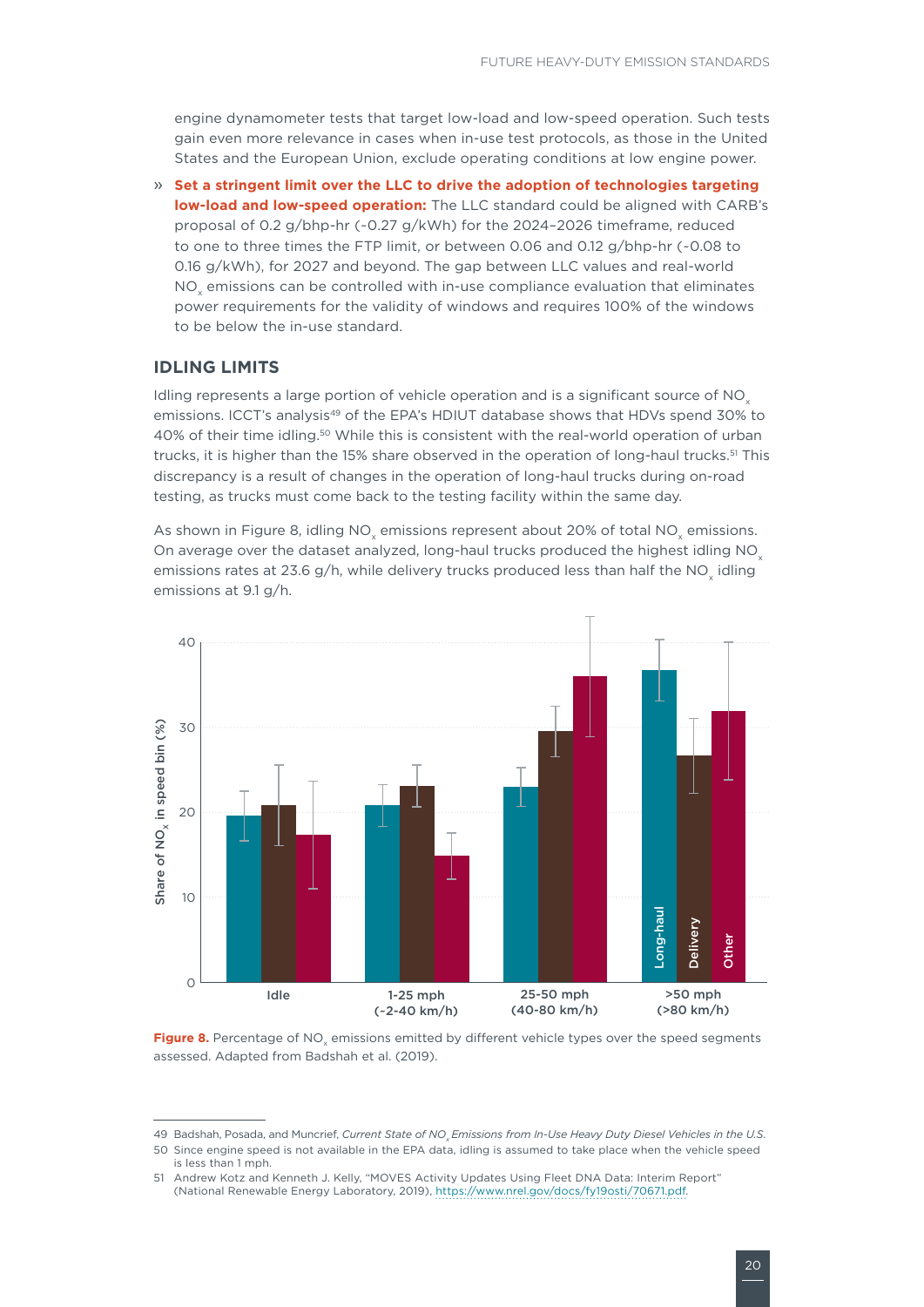engine dynamometer tests that target low-load and low-speed operation. Such tests gain even more relevance in cases when in-use test protocols, as those in the United States and the European Union, exclude operating conditions at low engine power.

» **Set a stringent limit over the LLC to drive the adoption of technologies targeting low-load and low-speed operation:** The LLC standard could be aligned with CARB's proposal of 0.2 g/bhp-hr (~0.27 g/kWh) for the 2024–2026 timeframe, reduced to one to three times the FTP limit, or between 0.06 and 0.12 g/bhp-hr (~0.08 to 0.16 g/kWh), for 2027 and beyond. The gap between LLC values and real-world $NO_x$ emissions can be controlled with in-use compliance evaluation that eliminates power requirements for the validity of windows and requires 100% of the windows to be below the in-use standard.

## IDLING LIMITS

Idling represents a large portion of vehicle operation and is a significant source of $NO_x$ emissions. ICCT's analysis[49] of the EPA's HDIUT database shows that HDVs spend 30% to 40% of their time idling.[50] While this is consistent with the real-world operation of urban trucks, it is higher than the 15% share observed in the operation of long-haul trucks.[51] This discrepancy is a result of changes in the operation of long-haul trucks during on-road testing, as trucks must come back to the testing facility within the same day.

As shown in Figure 8, idling $NO_x$ emissions represent about 20% of total $NO_x$ emissions. On average over the dataset analyzed, long-haul trucks produced the highest idling $NO_x$ emissions rates at 23.6 g/h, while delivery trucks produced less than half the $NO_x$ idling emissions at 9.1 g/h.

**Figure 8.** Percentage of $NO_x$ emissions emitted by different vehicle types over the speed segments assessed. Adapted from Badshah et al. (2019).

---

49 Badshah, Posada, and Muncrief, *Current State of $NO_x$ Emissions from In-Use Heavy Duty Diesel Vehicles in the U.S.*

50 Since engine speed is not available in the EPA data, idling is assumed to take place when the vehicle speed is less than 1 mph.

51 Andrew Kotz and Kenneth J. Kelly, "MOVES Activity Updates Using Fleet DNA Data: Interim Report" (National Renewable Energy Laboratory, 2019), https://www.nrel.gov/docs/fy19osti/70671.pdf.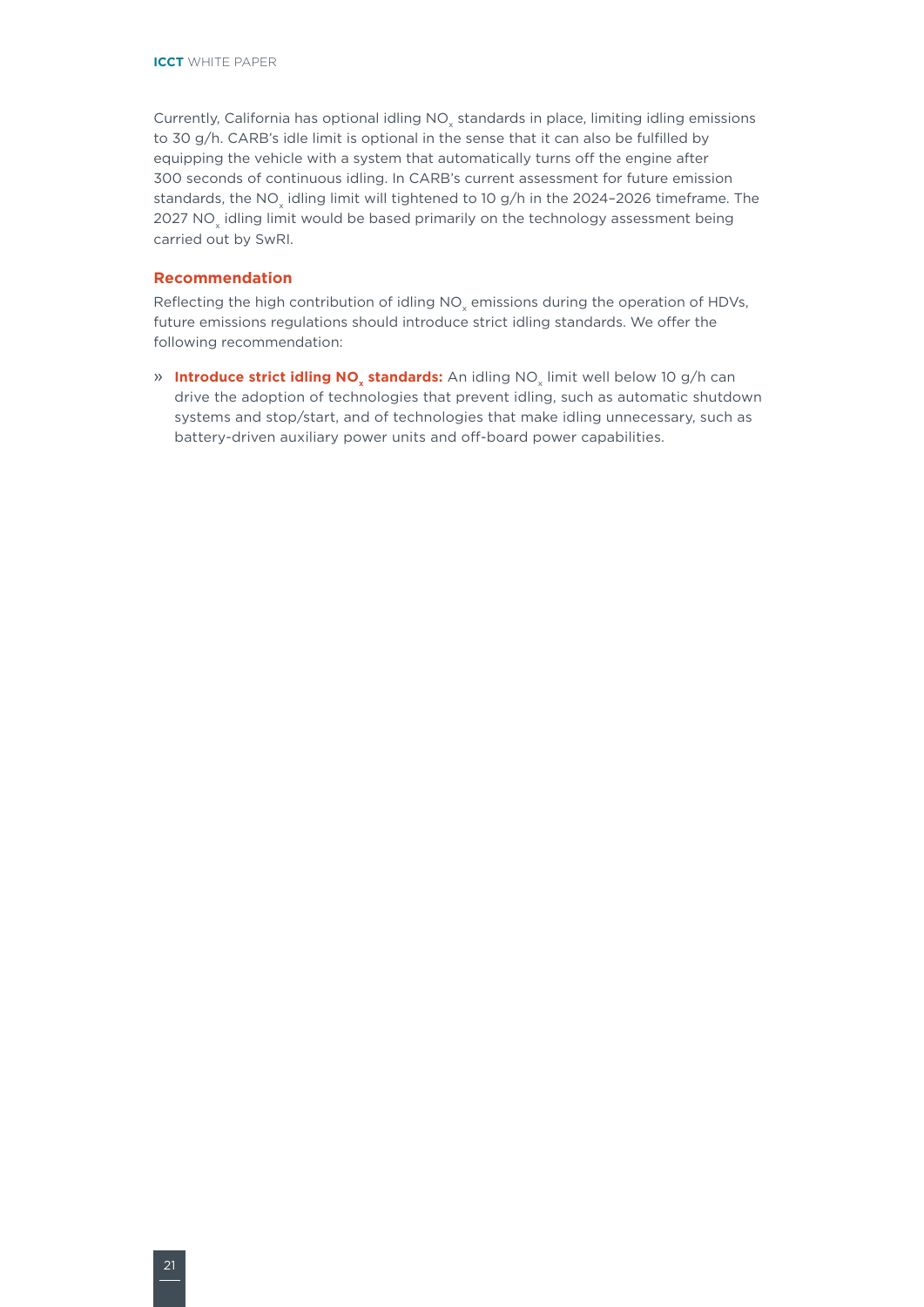Currently, California has optional idling $NO_x$ standards in place, limiting idling emissions to 30 g/h. CARB's idle limit is optional in the sense that it can also be fulfilled by equipping the vehicle with a system that automatically turns off the engine after 300 seconds of continuous idling. In CARB's current assessment for future emission standards, the $NO_x$ idling limit will tightened to 10 g/h in the 2024–2026 timeframe. The 2027 $NO_x$ idling limit would be based primarily on the technology assessment being carried out by SwRI.

### Recommendation

Reflecting the high contribution of idling $NO_x$ emissions during the operation of HDVs, future emissions regulations should introduce strict idling standards. We offer the following recommendation:

» **Introduce strict idling $NO_x$ standards:** An idling $NO_x$ limit well below 10 g/h can drive the adoption of technologies that prevent idling, such as automatic shutdown systems and stop/start, and of technologies that make idling unnecessary, such as battery-driven auxiliary power units and off-board power capabilities.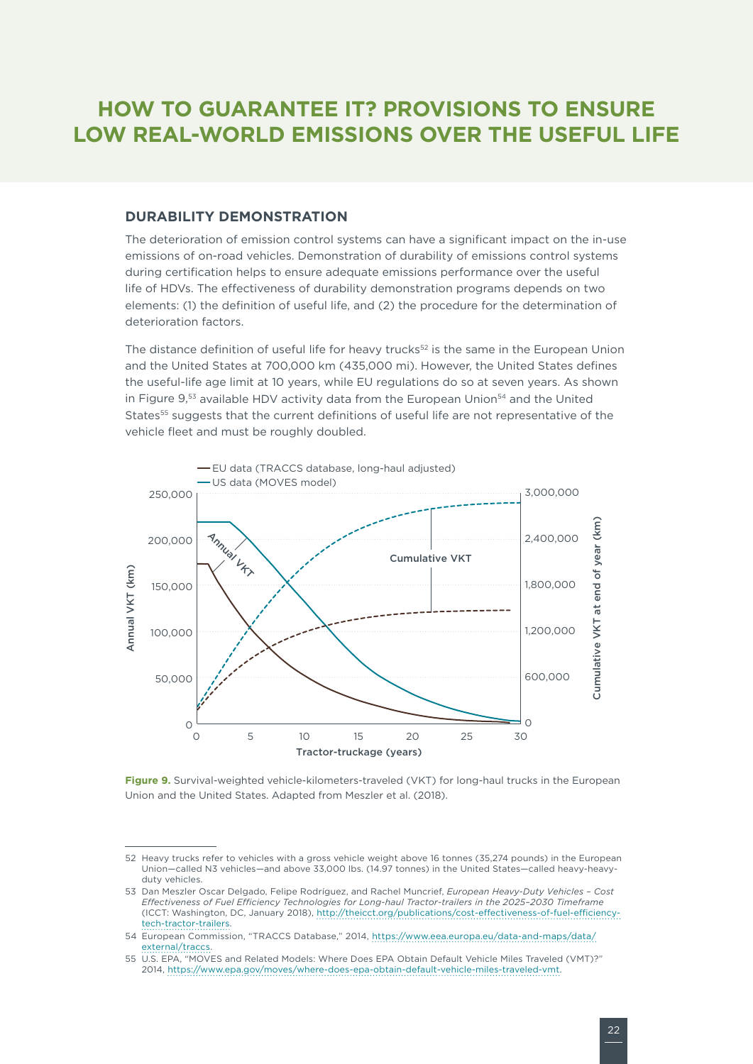# HOW TO GUARANTEE IT? PROVISIONS TO ENSURE LOW REAL-WORLD EMISSIONS OVER THE USEFUL LIFE

## DURABILITY DEMONSTRATION

The deterioration of emission control systems can have a significant impact on the in-use emissions of on-road vehicles. Demonstration of durability of emissions control systems during certification helps to ensure adequate emissions performance over the useful life of HDVs. The effectiveness of durability demonstration programs depends on two elements: (1) the definition of useful life, and (2) the procedure for the determination of deterioration factors.

The distance definition of useful life for heavy trucks[52] is the same in the European Union and the United States at 700,000 km (435,000 mi). However, the United States defines the useful-life age limit at 10 years, while EU regulations do so at seven years. As shown in Figure 9,[53] available HDV activity data from the European Union[54] and the United States[55] suggests that the current definitions of useful life are not representative of the vehicle fleet and must be roughly doubled.

**Figure 9.** Survival-weighted vehicle-kilometers-traveled (VKT) for long-haul trucks in the European Union and the United States. Adapted from Meszler et al. (2018).

---

52 Heavy trucks refer to vehicles with a gross vehicle weight above 16 tonnes (35,274 pounds) in the European Union—called N3 vehicles—and above 33,000 lbs. (14.97 tonnes) in the United States—called heavy-heavy-duty vehicles.

53 Dan Meszler Oscar Delgado, Felipe Rodríguez, and Rachel Muncrief, *European Heavy-Duty Vehicles – Cost Effectiveness of Fuel Efficiency Technologies for Long-haul Tractor-trailers in the 2025–2030 Timeframe* (ICCT: Washington, DC, January 2018), http://theicct.org/publications/cost-effectiveness-of-fuel-efficiency-tech-tractor-trailers.

54 European Commission, "TRACCS Database," 2014, https://www.eea.europa.eu/data-and-maps/data/external/traccs.

55 U.S. EPA, "MOVES and Related Models: Where Does EPA Obtain Default Vehicle Miles Traveled (VMT)?" 2014, https://www.epa.gov/moves/where-does-epa-obtain-default-vehicle-miles-traveled-vmt.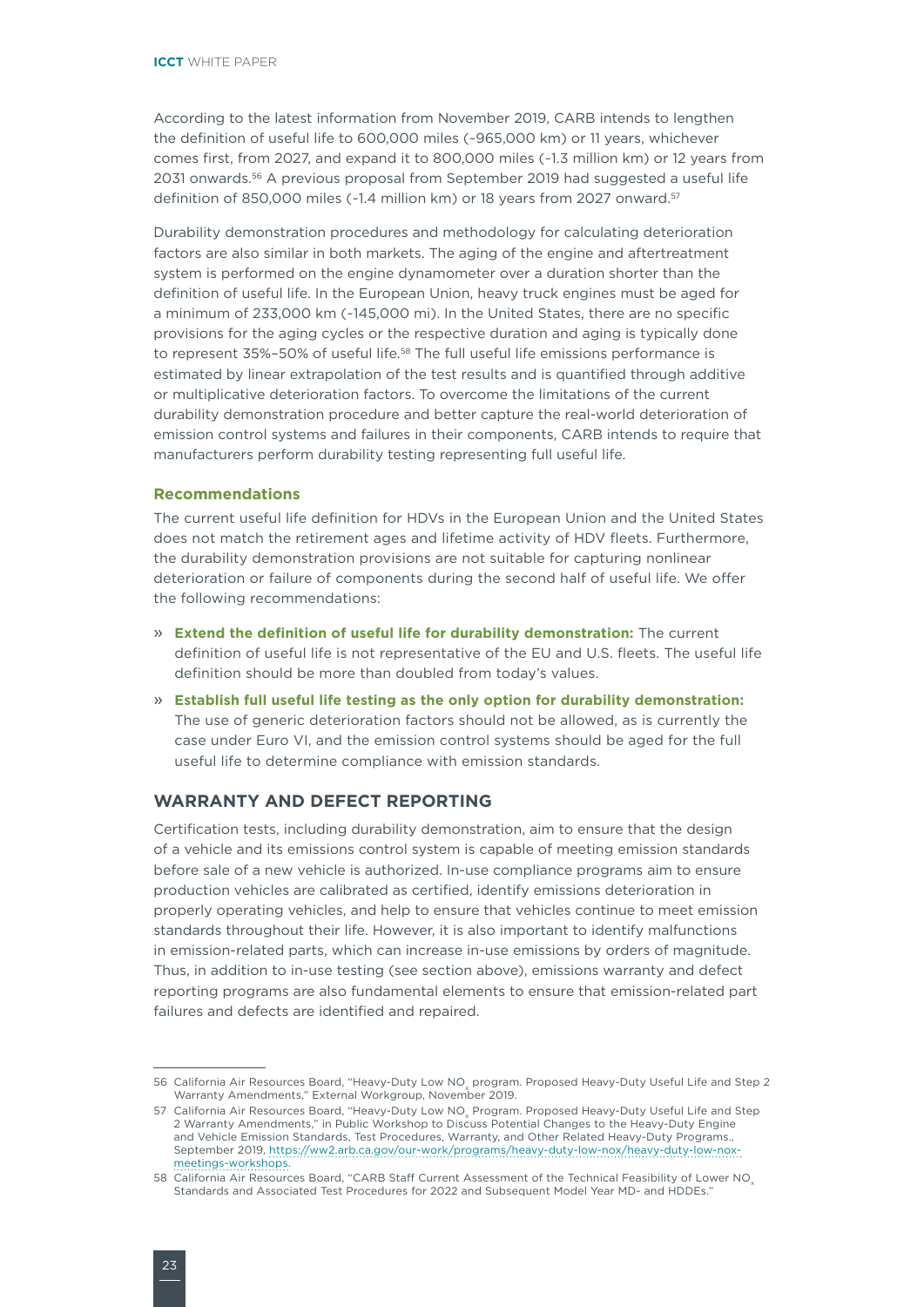According to the latest information from November 2019, CARB intends to lengthen the definition of useful life to 600,000 miles (~965,000 km) or 11 years, whichever comes first, from 2027, and expand it to 800,000 miles (~1.3 million km) or 12 years from 2031 onwards.[56] A previous proposal from September 2019 had suggested a useful life definition of 850,000 miles (~1.4 million km) or 18 years from 2027 onward.[57]

Durability demonstration procedures and methodology for calculating deterioration factors are also similar in both markets. The aging of the engine and aftertreatment system is performed on the engine dynamometer over a duration shorter than the definition of useful life. In the European Union, heavy truck engines must be aged for a minimum of 233,000 km (~145,000 mi). In the United States, there are no specific provisions for the aging cycles or the respective duration and aging is typically done to represent 35%–50% of useful life.[58] The full useful life emissions performance is estimated by linear extrapolation of the test results and is quantified through additive or multiplicative deterioration factors. To overcome the limitations of the current durability demonstration procedure and better capture the real-world deterioration of emission control systems and failures in their components, CARB intends to require that manufacturers perform durability testing representing full useful life.

### Recommendations

The current useful life definition for HDVs in the European Union and the United States does not match the retirement ages and lifetime activity of HDV fleets. Furthermore, the durability demonstration provisions are not suitable for capturing nonlinear deterioration or failure of components during the second half of useful life. We offer the following recommendations:

- **Extend the definition of useful life for durability demonstration:** The current definition of useful life is not representative of the EU and U.S. fleets. The useful life definition should be more than doubled from today's values.
- **Establish full useful life testing as the only option for durability demonstration:** The use of generic deterioration factors should not be allowed, as is currently the case under Euro VI, and the emission control systems should be aged for the full useful life to determine compliance with emission standards.

## WARRANTY AND DEFECT REPORTING

Certification tests, including durability demonstration, aim to ensure that the design of a vehicle and its emissions control system is capable of meeting emission standards before sale of a new vehicle is authorized. In-use compliance programs aim to ensure production vehicles are calibrated as certified, identify emissions deterioration in properly operating vehicles, and help to ensure that vehicles continue to meet emission standards throughout their life. However, it is also important to identify malfunctions in emission-related parts, which can increase in-use emissions by orders of magnitude. Thus, in addition to in-use testing (see section above), emissions warranty and defect reporting programs are also fundamental elements to ensure that emission-related part failures and defects are identified and repaired.

---

56 California Air Resources Board, "Heavy-Duty Low $NO_x$ program. Proposed Heavy-Duty Useful Life and Step 2 Warranty Amendments," External Workgroup, November 2019.

57 California Air Resources Board, "Heavy-Duty Low $NO_x$ Program. Proposed Heavy-Duty Useful Life and Step 2 Warranty Amendments," in Public Workshop to Discuss Potential Changes to the Heavy-Duty Engine and Vehicle Emission Standards, Test Procedures, Warranty, and Other Related Heavy-Duty Programs., September 2019, https://ww2.arb.ca.gov/our-work/programs/heavy-duty-low-nox/heavy-duty-low-nox-meetings-workshops.

58 California Air Resources Board, "CARB Staff Current Assessment of the Technical Feasibility of Lower $NO_x$ Standards and Associated Test Procedures for 2022 and Subsequent Model Year MD- and HDDEs."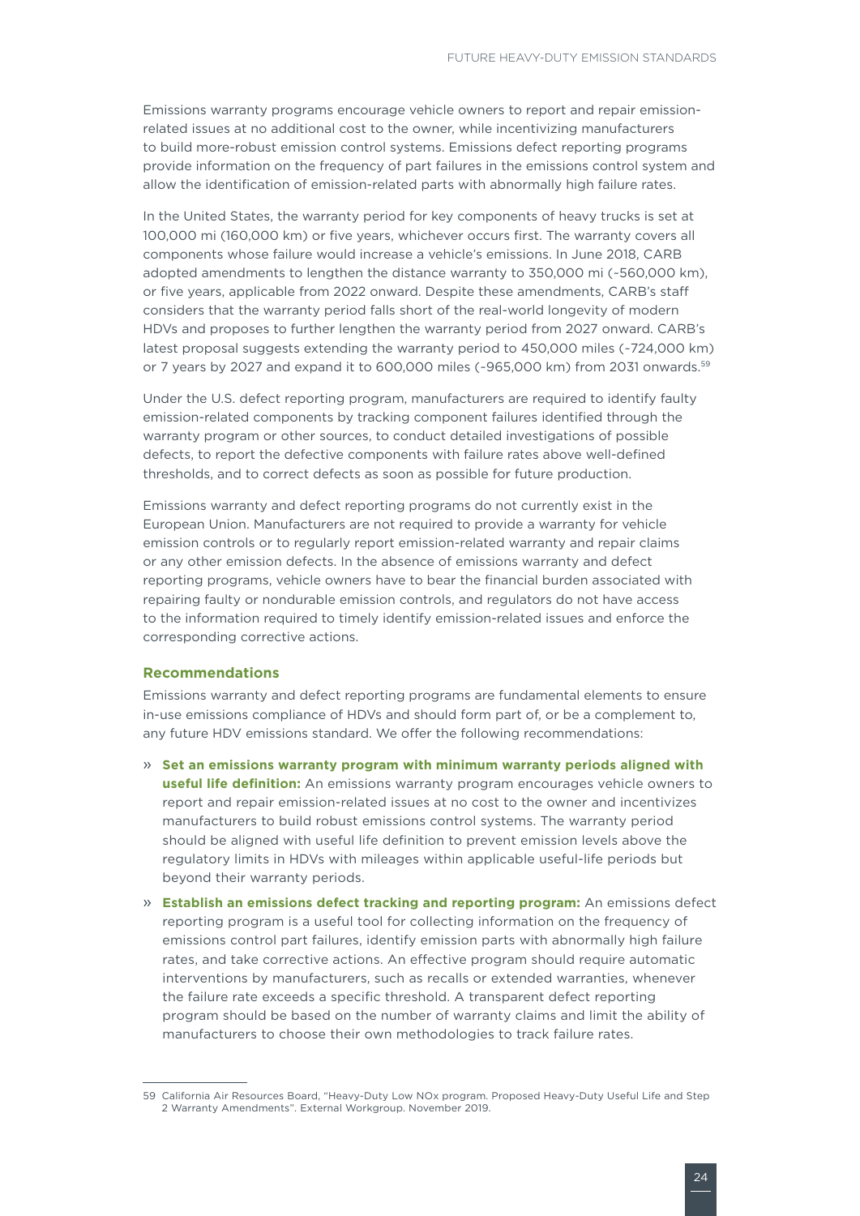Emissions warranty programs encourage vehicle owners to report and repair emission-related issues at no additional cost to the owner, while incentivizing manufacturers to build more-robust emission control systems. Emissions defect reporting programs provide information on the frequency of part failures in the emissions control system and allow the identification of emission-related parts with abnormally high failure rates.

In the United States, the warranty period for key components of heavy trucks is set at 100,000 mi (160,000 km) or five years, whichever occurs first. The warranty covers all components whose failure would increase a vehicle's emissions. In June 2018, CARB adopted amendments to lengthen the distance warranty to 350,000 mi (~560,000 km), or five years, applicable from 2022 onward. Despite these amendments, CARB's staff considers that the warranty period falls short of the real-world longevity of modern HDVs and proposes to further lengthen the warranty period from 2027 onward. CARB's latest proposal suggests extending the warranty period to 450,000 miles (~724,000 km) or 7 years by 2027 and expand it to 600,000 miles (~965,000 km) from 2031 onwards.[59]

Under the U.S. defect reporting program, manufacturers are required to identify faulty emission-related components by tracking component failures identified through the warranty program or other sources, to conduct detailed investigations of possible defects, to report the defective components with failure rates above well-defined thresholds, and to correct defects as soon as possible for future production.

Emissions warranty and defect reporting programs do not currently exist in the European Union. Manufacturers are not required to provide a warranty for vehicle emission controls or to regularly report emission-related warranty and repair claims or any other emission defects. In the absence of emissions warranty and defect reporting programs, vehicle owners have to bear the financial burden associated with repairing faulty or nondurable emission controls, and regulators do not have access to the information required to timely identify emission-related issues and enforce the corresponding corrective actions.

#### Recommendations

Emissions warranty and defect reporting programs are fundamental elements to ensure in-use emissions compliance of HDVs and should form part of, or be a complement to, any future HDV emissions standard. We offer the following recommendations:

- **Set an emissions warranty program with minimum warranty periods aligned with useful life definition:** An emissions warranty program encourages vehicle owners to report and repair emission-related issues at no cost to the owner and incentivizes manufacturers to build robust emissions control systems. The warranty period should be aligned with useful life definition to prevent emission levels above the regulatory limits in HDVs with mileages within applicable useful-life periods but beyond their warranty periods.
- **Establish an emissions defect tracking and reporting program:** An emissions defect reporting program is a useful tool for collecting information on the frequency of emissions control part failures, identify emission parts with abnormally high failure rates, and take corrective actions. An effective program should require automatic interventions by manufacturers, such as recalls or extended warranties, whenever the failure rate exceeds a specific threshold. A transparent defect reporting program should be based on the number of warranty claims and limit the ability of manufacturers to choose their own methodologies to track failure rates.

---

59 California Air Resources Board, "Heavy-Duty Low NOx program. Proposed Heavy-Duty Useful Life and Step 2 Warranty Amendments". External Workgroup. November 2019.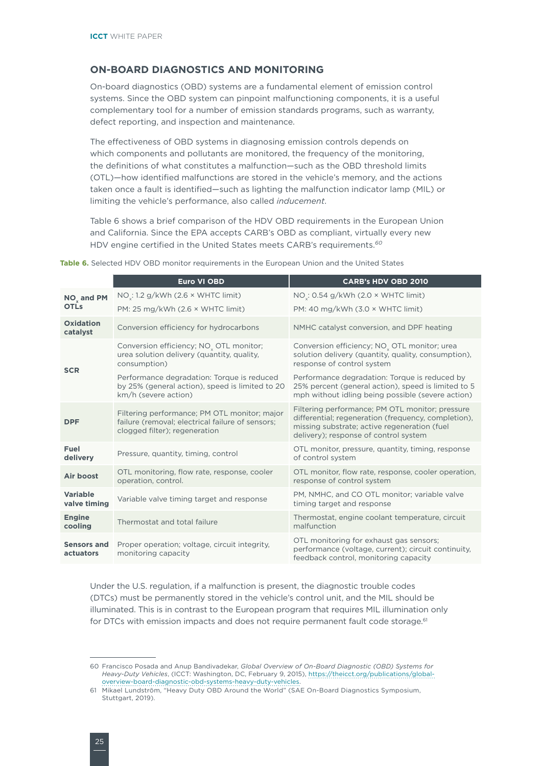## ON-BOARD DIAGNOSTICS AND MONITORING

On-board diagnostics (OBD) systems are a fundamental element of emission control systems. Since the OBD system can pinpoint malfunctioning components, it is a useful complementary tool for a number of emission standards programs, such as warranty, defect reporting, and inspection and maintenance.

The effectiveness of OBD systems in diagnosing emission controls depends on which components and pollutants are monitored, the frequency of the monitoring, the definitions of what constitutes a malfunction—such as the OBD threshold limits (OTL)—how identified malfunctions are stored in the vehicle's memory, and the actions taken once a fault is identified—such as lighting the malfunction indicator lamp (MIL) or limiting the vehicle's performance, also called *inducement*.

Table 6 shows a brief comparison of the HDV OBD requirements in the European Union and California. Since the EPA accepts CARB's OBD as compliant, virtually every new HDV engine certified in the United States meets CARB's requirements.[60]

**Table 6.** Selected HDV OBD monitor requirements in the European Union and the United States

| | Euro VI OBD | CARB's HDV OBD 2010 |
|---|---|---|
| **$NO_x$ and PM OTLs** | $NO_x$: 1.2 g/kWh (2.6 × WHTC limit)<br>PM: 25 mg/kWh (2.6 × WHTC limit) | $NO_x$: 0.54 g/kWh (2.0 × WHTC limit)<br>PM: 40 mg/kWh (3.0 × WHTC limit) |
| **Oxidation catalyst** | Conversion efficiency for hydrocarbons | NMHC catalyst conversion, and DPF heating |
| **SCR** | Conversion efficiency; $NO_x$ OTL monitor; urea solution delivery (quantity, quality, consumption)<br>Performance degradation: Torque is reduced by 25% (general action), speed is limited to 20 km/h (severe action) | Conversion efficiency; $NO_x$ OTL monitor; urea solution delivery (quantity, quality, consumption), response of control system<br>Performance degradation: Torque is reduced by 25% percent (general action), speed is limited to 5 mph without idling being possible (severe action) |
| **DPF** | Filtering performance; PM OTL monitor; major failure (removal; electrical failure of sensors; clogged filter); regeneration | Filtering performance; PM OTL monitor; pressure differential; regeneration (frequency, completion), missing substrate; active regeneration (fuel delivery); response of control system |
| **Fuel delivery** | Pressure, quantity, timing, control | OTL monitor, pressure, quantity, timing, response of control system |
| **Air boost** | OTL monitoring, flow rate, response, cooler operation, control. | OTL monitor, flow rate, response, cooler operation, response of control system |
| **Variable valve timing** | Variable valve timing target and response | PM, NMHC, and CO OTL monitor; variable valve timing target and response |
| **Engine cooling** | Thermostat and total failure | Thermostat, engine coolant temperature, circuit malfunction |
| **Sensors and actuators** | Proper operation; voltage, circuit integrity, monitoring capacity | OTL monitoring for exhaust gas sensors; performance (voltage, current); circuit continuity, feedback control, monitoring capacity |

Under the U.S. regulation, if a malfunction is present, the diagnostic trouble codes (DTCs) must be permanently stored in the vehicle's control unit, and the MIL should be illuminated. This is in contrast to the European program that requires MIL illumination only for DTCs with emission impacts and does not require permanent fault code storage.[61]

---

60 Francisco Posada and Anup Bandivadekar, *Global Overview of On-Board Diagnostic (OBD) Systems for Heavy-Duty Vehicles*, (ICCT: Washington, DC, February 9, 2015), https://theicct.org/publications/global-overview-board-diagnostic-obd-systems-heavy-duty-vehicles.

61 Mikael Lundström, "Heavy Duty OBD Around the World" (SAE On-Board Diagnostics Symposium, Stuttgart, 2019).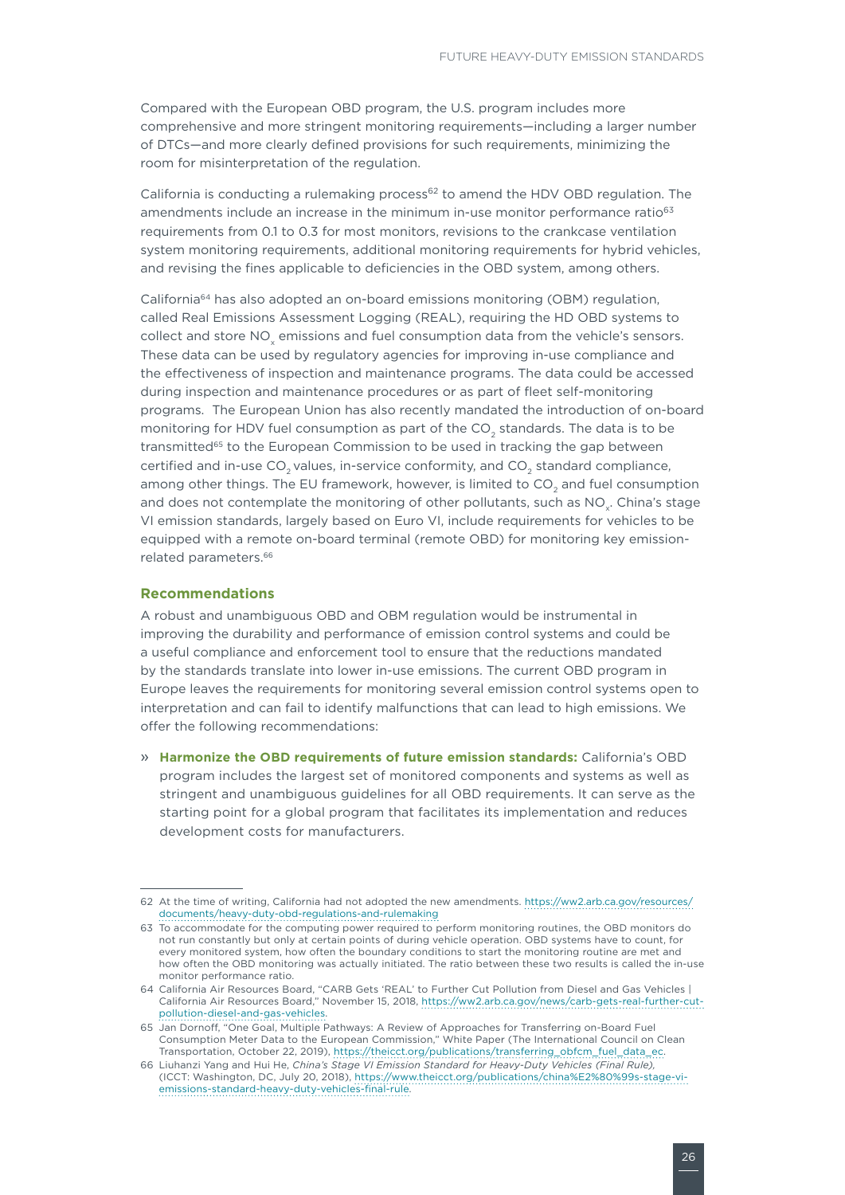Compared with the European OBD program, the U.S. program includes more comprehensive and more stringent monitoring requirements—including a larger number of DTCs—and more clearly defined provisions for such requirements, minimizing the room for misinterpretation of the regulation.

California is conducting a rulemaking process[62] to amend the HDV OBD regulation. The amendments include an increase in the minimum in-use monitor performance ratio[63] requirements from 0.1 to 0.3 for most monitors, revisions to the crankcase ventilation system monitoring requirements, additional monitoring requirements for hybrid vehicles, and revising the fines applicable to deficiencies in the OBD system, among others.

California[64] has also adopted an on-board emissions monitoring (OBM) regulation, called Real Emissions Assessment Logging (REAL), requiring the HD OBD systems to collect and store $NO_x$ emissions and fuel consumption data from the vehicle's sensors. These data can be used by regulatory agencies for improving in-use compliance and the effectiveness of inspection and maintenance programs. The data could be accessed during inspection and maintenance procedures or as part of fleet self-monitoring programs. The European Union has also recently mandated the introduction of on-board monitoring for HDV fuel consumption as part of the $CO_2$ standards. The data is to be transmitted[65] to the European Commission to be used in tracking the gap between certified and in-use $CO_2$ values, in-service conformity, and $CO_2$ standard compliance, among other things. The EU framework, however, is limited to $CO_2$ and fuel consumption and does not contemplate the monitoring of other pollutants, such as $NO_x$. China's stage VI emission standards, largely based on Euro VI, include requirements for vehicles to be equipped with a remote on-board terminal (remote OBD) for monitoring key emission-related parameters.[66]

### Recommendations

A robust and unambiguous OBD and OBM regulation would be instrumental in improving the durability and performance of emission control systems and could be a useful compliance and enforcement tool to ensure that the reductions mandated by the standards translate into lower in-use emissions. The current OBD program in Europe leaves the requirements for monitoring several emission control systems open to interpretation and can fail to identify malfunctions that can lead to high emissions. We offer the following recommendations:

- **Harmonize the OBD requirements of future emission standards:** California's OBD program includes the largest set of monitored components and systems as well as stringent and unambiguous guidelines for all OBD requirements. It can serve as the starting point for a global program that facilitates its implementation and reduces development costs for manufacturers.

---

62 At the time of writing, California had not adopted the new amendments. https://ww2.arb.ca.gov/resources/documents/heavy-duty-obd-regulations-and-rulemaking

63 To accommodate for the computing power required to perform monitoring routines, the OBD monitors do not run constantly but only at certain points of during vehicle operation. OBD systems have to count, for every monitored system, how often the boundary conditions to start the monitoring routine are met and how often the OBD monitoring was actually initiated. The ratio between these two results is called the in-use monitor performance ratio.

64 California Air Resources Board, "CARB Gets 'REAL' to Further Cut Pollution from Diesel and Gas Vehicles | California Air Resources Board," November 15, 2018, https://ww2.arb.ca.gov/news/carb-gets-real-further-cut-pollution-diesel-and-gas-vehicles.

65 Jan Dornoff, "One Goal, Multiple Pathways: A Review of Approaches for Transferring on-Board Fuel Consumption Meter Data to the European Commission," White Paper (The International Council on Clean Transportation, October 22, 2019), https://theicct.org/publications/transferring_obfcm_fuel_data_ec.

66 Liuhanzi Yang and Hui He, *China's Stage VI Emission Standard for Heavy-Duty Vehicles (Final Rule),* (ICCT: Washington, DC, July 20, 2018), https://www.theicct.org/publications/china%E2%80%99s-stage-vi-emissions-standard-heavy-duty-vehicles-final-rule.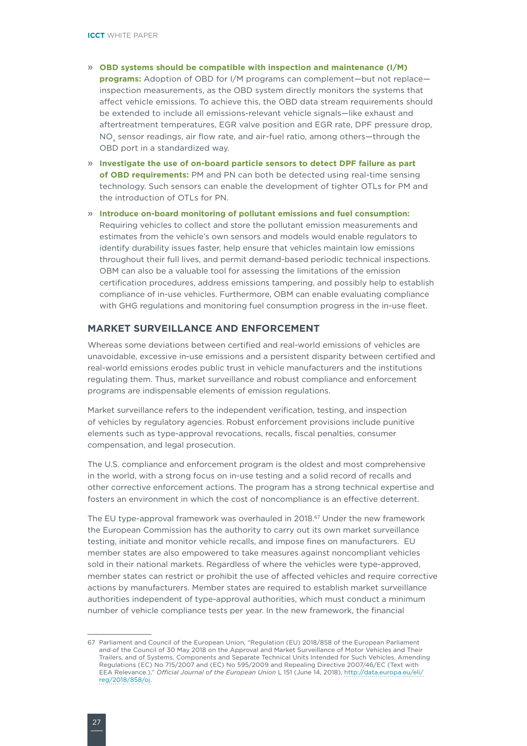- **OBD systems should be compatible with inspection and maintenance (I/M) programs:** Adoption of OBD for I/M programs can complement—but not replace—inspection measurements, as the OBD system directly monitors the systems that affect vehicle emissions. To achieve this, the OBD data stream requirements should be extended to include all emissions-relevant vehicle signals—like exhaust and aftertreatment temperatures, EGR valve position and EGR rate, DPF pressure drop, $NO_x$ sensor readings, air flow rate, and air-fuel ratio, among others—through the OBD port in a standardized way.
- **Investigate the use of on-board particle sensors to detect DPF failure as part of OBD requirements:** PM and PN can both be detected using real-time sensing technology. Such sensors can enable the development of tighter OTLs for PM and the introduction of OTLs for PN.
- **Introduce on-board monitoring of pollutant emissions and fuel consumption:** Requiring vehicles to collect and store the pollutant emission measurements and estimates from the vehicle's own sensors and models would enable regulators to identify durability issues faster, help ensure that vehicles maintain low emissions throughout their full lives, and permit demand-based periodic technical inspections. OBM can also be a valuable tool for assessing the limitations of the emission certification procedures, address emissions tampering, and possibly help to establish compliance of in-use vehicles. Furthermore, OBM can enable evaluating compliance with GHG regulations and monitoring fuel consumption progress in the in-use fleet.

## MARKET SURVEILLANCE AND ENFORCEMENT

Whereas some deviations between certified and real-world emissions of vehicles are unavoidable, excessive in-use emissions and a persistent disparity between certified and real-world emissions erodes public trust in vehicle manufacturers and the institutions regulating them. Thus, market surveillance and robust compliance and enforcement programs are indispensable elements of emission regulations.

Market surveillance refers to the independent verification, testing, and inspection of vehicles by regulatory agencies. Robust enforcement provisions include punitive elements such as type-approval revocations, recalls, fiscal penalties, consumer compensation, and legal prosecution.

The U.S. compliance and enforcement program is the oldest and most comprehensive in the world, with a strong focus on in-use testing and a solid record of recalls and other corrective enforcement actions. The program has a strong technical expertise and fosters an environment in which the cost of noncompliance is an effective deterrent.

The EU type-approval framework was overhauled in 2018.[67] Under the new framework the European Commission has the authority to carry out its own market surveillance testing, initiate and monitor vehicle recalls, and impose fines on manufacturers. EU member states are also empowered to take measures against noncompliant vehicles sold in their national markets. Regardless of where the vehicles were type-approved, member states can restrict or prohibit the use of affected vehicles and require corrective actions by manufacturers. Member states are required to establish market surveillance authorities independent of type-approval authorities, which must conduct a minimum number of vehicle compliance tests per year. In the new framework, the financial

---

67 Parliament and Council of the European Union, "Regulation (EU) 2018/858 of the European Parliament and of the Council of 30 May 2018 on the Approval and Market Surveillance of Motor Vehicles and Their Trailers, and of Systems, Components and Separate Technical Units Intended for Such Vehicles, Amending Regulations (EC) No 715/2007 and (EC) No 595/2009 and Repealing Directive 2007/46/EC (Text with EEA Relevance.)," *Official Journal of the European Union* L 151 (June 14, 2018), http://data.europa.eu/eli/reg/2018/858/oj.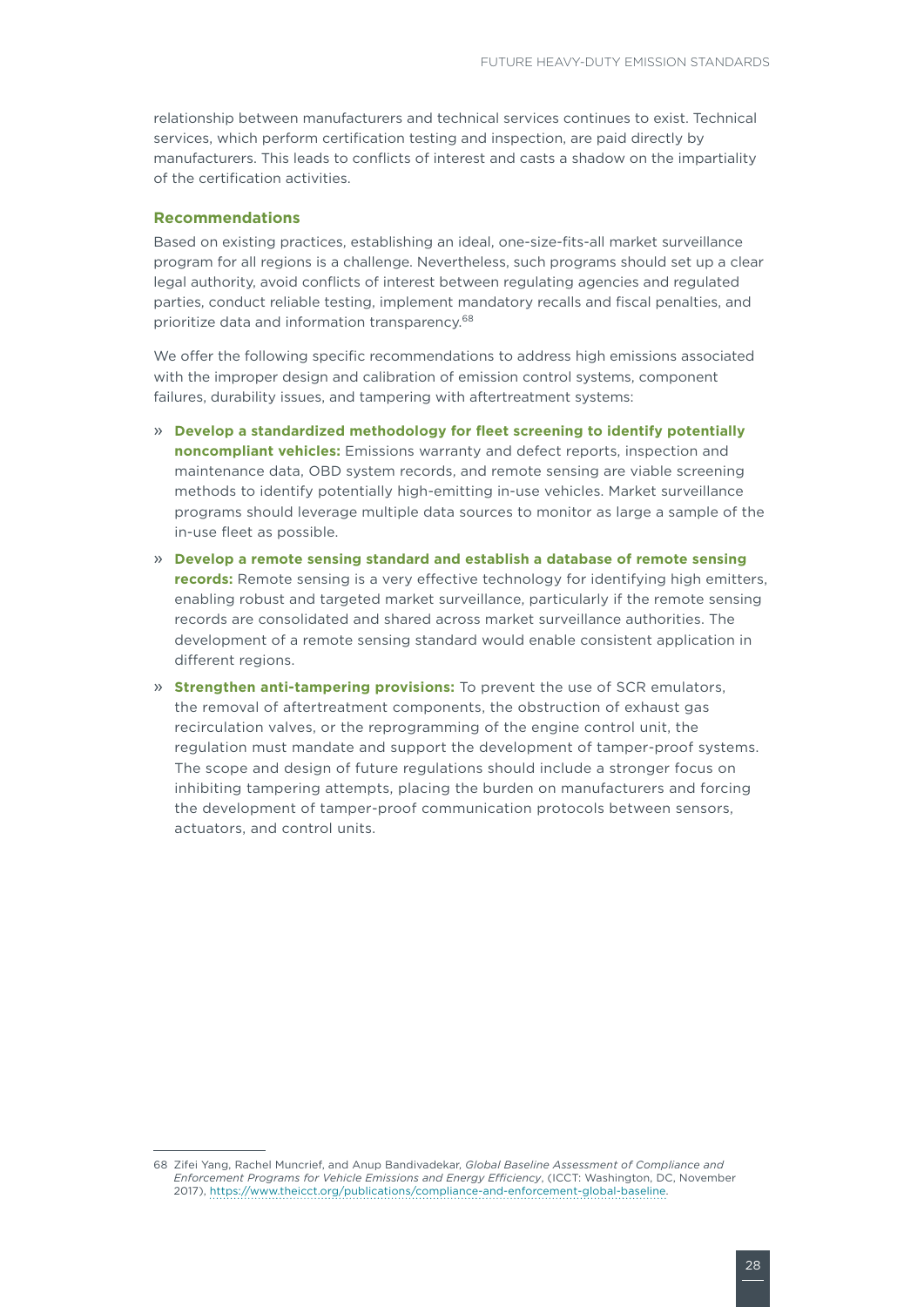relationship between manufacturers and technical services continues to exist. Technical services, which perform certification testing and inspection, are paid directly by manufacturers. This leads to conflicts of interest and casts a shadow on the impartiality of the certification activities.

### Recommendations

Based on existing practices, establishing an ideal, one-size-fits-all market surveillance program for all regions is a challenge. Nevertheless, such programs should set up a clear legal authority, avoid conflicts of interest between regulating agencies and regulated parties, conduct reliable testing, implement mandatory recalls and fiscal penalties, and prioritize data and information transparency.[68]

We offer the following specific recommendations to address high emissions associated with the improper design and calibration of emission control systems, component failures, durability issues, and tampering with aftertreatment systems:

- **Develop a standardized methodology for fleet screening to identify potentially noncompliant vehicles:** Emissions warranty and defect reports, inspection and maintenance data, OBD system records, and remote sensing are viable screening methods to identify potentially high-emitting in-use vehicles. Market surveillance programs should leverage multiple data sources to monitor as large a sample of the in-use fleet as possible.
- **Develop a remote sensing standard and establish a database of remote sensing records:** Remote sensing is a very effective technology for identifying high emitters, enabling robust and targeted market surveillance, particularly if the remote sensing records are consolidated and shared across market surveillance authorities. The development of a remote sensing standard would enable consistent application in different regions.
- **Strengthen anti-tampering provisions:** To prevent the use of SCR emulators, the removal of aftertreatment components, the obstruction of exhaust gas recirculation valves, or the reprogramming of the engine control unit, the regulation must mandate and support the development of tamper-proof systems. The scope and design of future regulations should include a stronger focus on inhibiting tampering attempts, placing the burden on manufacturers and forcing the development of tamper-proof communication protocols between sensors, actuators, and control units.

---

68 Zifei Yang, Rachel Muncrief, and Anup Bandivadekar, *Global Baseline Assessment of Compliance and Enforcement Programs for Vehicle Emissions and Energy Efficiency*, (ICCT: Washington, DC, November 2017), https://www.theicct.org/publications/compliance-and-enforcement-global-baseline.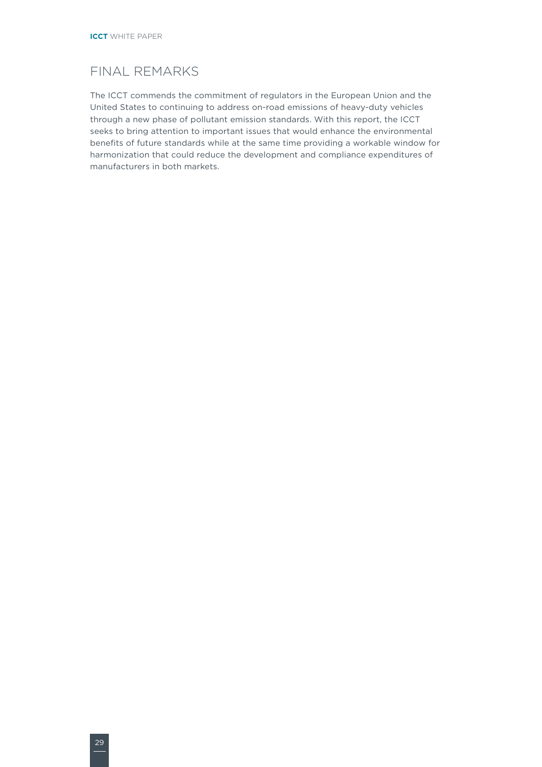# FINAL REMARKS

The ICCT commends the commitment of regulators in the European Union and the United States to continuing to address on-road emissions of heavy-duty vehicles through a new phase of pollutant emission standards. With this report, the ICCT seeks to bring attention to important issues that would enhance the environmental benefits of future standards while at the same time providing a workable window for harmonization that could reduce the development and compliance expenditures of manufacturers in both markets.